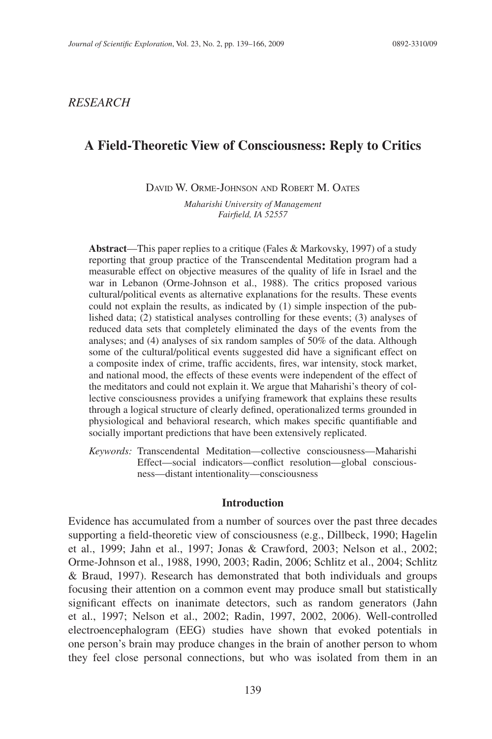*RESEARCH*

# A Field-Theoretic View of Consciousness: Reply to Critics

David W. Orme-Johnson and Robert M. Oates

*Maharishi University of Management*
*Fairfield, IA 52557*

**Abstract**—This paper replies to a critique (Fales & Markovsky, 1997) of a study reporting that group practice of the Transcendental Meditation program had a measurable effect on objective measures of the quality of life in Israel and the war in Lebanon (Orme-Johnson et al., 1988). The critics proposed various cultural/political events as alternative explanations for the results. These events could not explain the results, as indicated by (1) simple inspection of the published data; (2) statistical analyses controlling for these events; (3) analyses of reduced data sets that completely eliminated the days of the events from the analyses; and (4) analyses of six random samples of 50% of the data. Although some of the cultural/political events suggested did have a significant effect on a composite index of crime, traffic accidents, fires, war intensity, stock market, and national mood, the effects of these events were independent of the effect of the meditators and could not explain it. We argue that Maharishi's theory of collective consciousness provides a unifying framework that explains these results through a logical structure of clearly defined, operationalized terms grounded in physiological and behavioral research, which makes specific quantifiable and socially important predictions that have been extensively replicated.

*Keywords:* Transcendental Meditation—collective consciousness—Maharishi Effect—social indicators—conflict resolution—global consciousness—distant intentionality—consciousness

## Introduction

Evidence has accumulated from a number of sources over the past three decades supporting a field-theoretic view of consciousness (e.g., Dillbeck, 1990; Hagelin et al., 1999; Jahn et al., 1997; Jonas & Crawford, 2003; Nelson et al., 2002; Orme-Johnson et al., 1988, 1990, 2003; Radin, 2006; Schlitz et al., 2004; Schlitz & Braud, 1997). Research has demonstrated that both individuals and groups focusing their attention on a common event may produce small but statistically significant effects on inanimate detectors, such as random generators (Jahn et al., 1997; Nelson et al., 2002; Radin, 1997, 2002, 2006). Well-controlled electroencephalogram (EEG) studies have shown that evoked potentials in one person's brain may produce changes in the brain of another person to whom they feel close personal connections, but who was isolated from them in an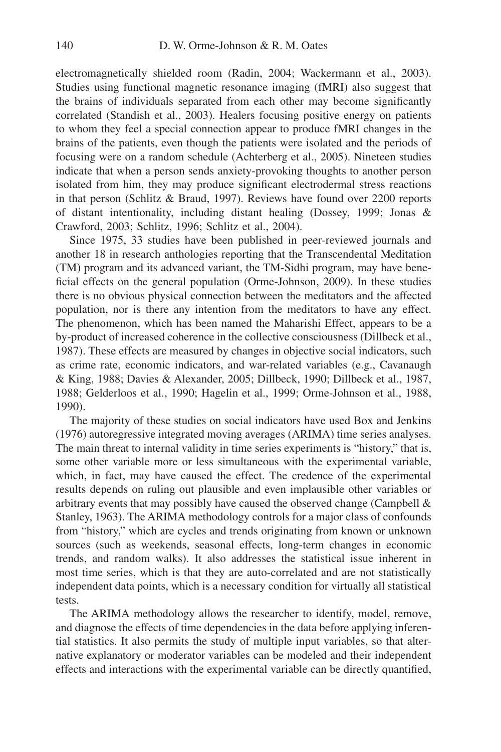electromagnetically shielded room (Radin, 2004; Wackermann et al., 2003). Studies using functional magnetic resonance imaging (fMRI) also suggest that the brains of individuals separated from each other may become significantly correlated (Standish et al., 2003). Healers focusing positive energy on patients to whom they feel a special connection appear to produce fMRI changes in the brains of the patients, even though the patients were isolated and the periods of focusing were on a random schedule (Achterberg et al., 2005). Nineteen studies indicate that when a person sends anxiety-provoking thoughts to another person isolated from him, they may produce significant electrodermal stress reactions in that person (Schlitz & Braud, 1997). Reviews have found over 2200 reports of distant intentionality, including distant healing (Dossey, 1999; Jonas & Crawford, 2003; Schlitz, 1996; Schlitz et al., 2004).

Since 1975, 33 studies have been published in peer-reviewed journals and another 18 in research anthologies reporting that the Transcendental Meditation (TM) program and its advanced variant, the TM-Sidhi program, may have beneficial effects on the general population (Orme-Johnson, 2009). In these studies there is no obvious physical connection between the meditators and the affected population, nor is there any intention from the meditators to have any effect. The phenomenon, which has been named the Maharishi Effect, appears to be a by-product of increased coherence in the collective consciousness (Dillbeck et al., 1987). These effects are measured by changes in objective social indicators, such as crime rate, economic indicators, and war-related variables (e.g., Cavanaugh & King, 1988; Davies & Alexander, 2005; Dillbeck, 1990; Dillbeck et al., 1987, 1988; Gelderloos et al., 1990; Hagelin et al., 1999; Orme-Johnson et al., 1988, 1990).

The majority of these studies on social indicators have used Box and Jenkins (1976) autoregressive integrated moving averages (ARIMA) time series analyses. The main threat to internal validity in time series experiments is "history," that is, some other variable more or less simultaneous with the experimental variable, which, in fact, may have caused the effect. The credence of the experimental results depends on ruling out plausible and even implausible other variables or arbitrary events that may possibly have caused the observed change (Campbell & Stanley, 1963). The ARIMA methodology controls for a major class of confounds from "history," which are cycles and trends originating from known or unknown sources (such as weekends, seasonal effects, long-term changes in economic trends, and random walks). It also addresses the statistical issue inherent in most time series, which is that they are auto-correlated and are not statistically independent data points, which is a necessary condition for virtually all statistical tests.

The ARIMA methodology allows the researcher to identify, model, remove, and diagnose the effects of time dependencies in the data before applying inferential statistics. It also permits the study of multiple input variables, so that alternative explanatory or moderator variables can be modeled and their independent effects and interactions with the experimental variable can be directly quantified,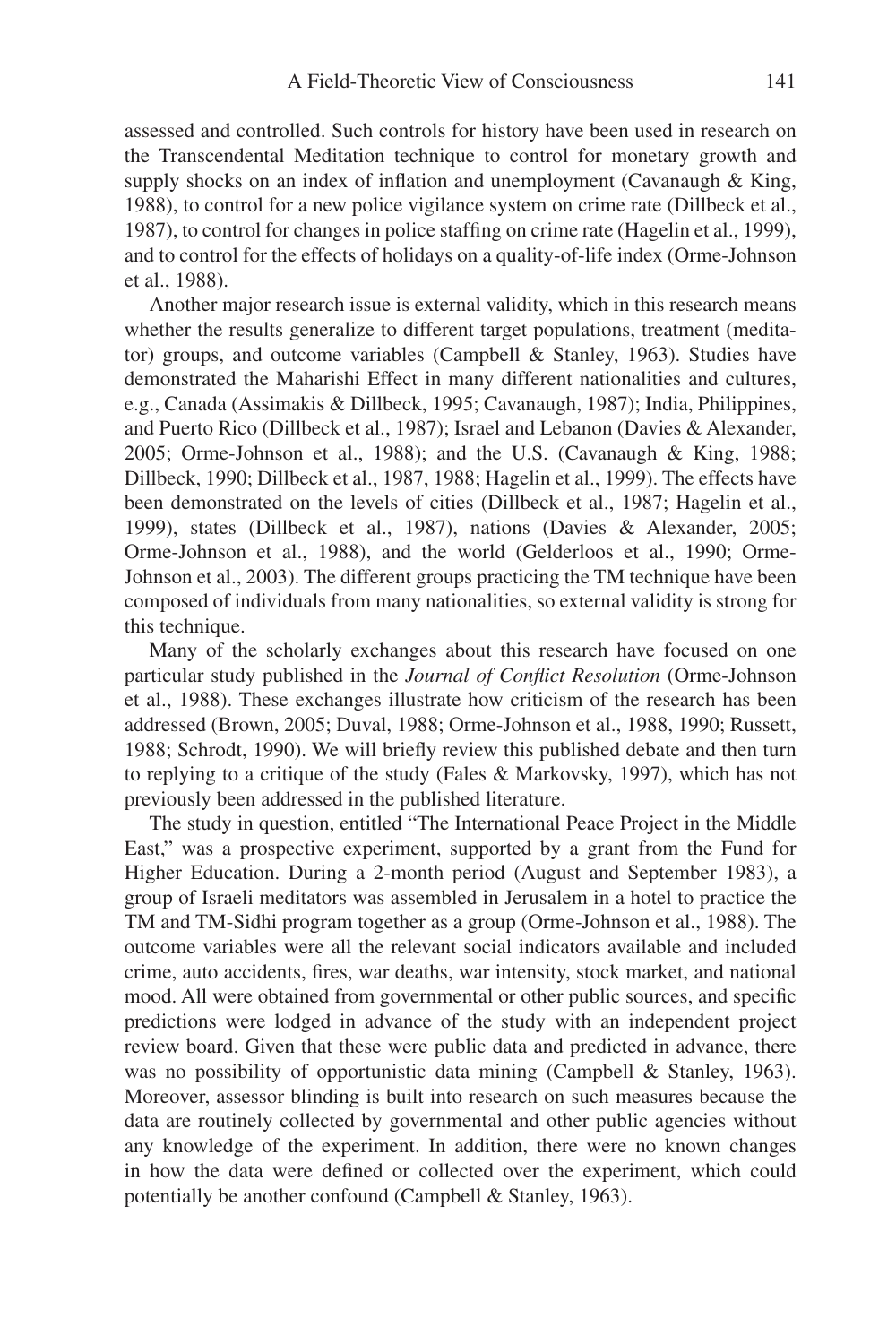assessed and controlled. Such controls for history have been used in research on the Transcendental Meditation technique to control for monetary growth and supply shocks on an index of inflation and unemployment (Cavanaugh & King, 1988), to control for a new police vigilance system on crime rate (Dillbeck et al., 1987), to control for changes in police staffing on crime rate (Hagelin et al., 1999), and to control for the effects of holidays on a quality-of-life index (Orme-Johnson et al., 1988).

Another major research issue is external validity, which in this research means whether the results generalize to different target populations, treatment (meditator) groups, and outcome variables (Campbell & Stanley, 1963). Studies have demonstrated the Maharishi Effect in many different nationalities and cultures, e.g., Canada (Assimakis & Dillbeck, 1995; Cavanaugh, 1987); India, Philippines, and Puerto Rico (Dillbeck et al., 1987); Israel and Lebanon (Davies & Alexander, 2005; Orme-Johnson et al., 1988); and the U.S. (Cavanaugh & King, 1988; Dillbeck, 1990; Dillbeck et al., 1987, 1988; Hagelin et al., 1999). The effects have been demonstrated on the levels of cities (Dillbeck et al., 1987; Hagelin et al., 1999), states (Dillbeck et al., 1987), nations (Davies & Alexander, 2005; Orme-Johnson et al., 1988), and the world (Gelderloos et al., 1990; Orme-Johnson et al., 2003). The different groups practicing the TM technique have been composed of individuals from many nationalities, so external validity is strong for this technique.

Many of the scholarly exchanges about this research have focused on one particular study published in the *Journal of Conflict Resolution* (Orme-Johnson et al., 1988). These exchanges illustrate how criticism of the research has been addressed (Brown, 2005; Duval, 1988; Orme-Johnson et al., 1988, 1990; Russett, 1988; Schrodt, 1990). We will briefly review this published debate and then turn to replying to a critique of the study (Fales & Markovsky, 1997), which has not previously been addressed in the published literature.

The study in question, entitled "The International Peace Project in the Middle East," was a prospective experiment, supported by a grant from the Fund for Higher Education. During a 2-month period (August and September 1983), a group of Israeli meditators was assembled in Jerusalem in a hotel to practice the TM and TM-Sidhi program together as a group (Orme-Johnson et al., 1988). The outcome variables were all the relevant social indicators available and included crime, auto accidents, fires, war deaths, war intensity, stock market, and national mood. All were obtained from governmental or other public sources, and specific predictions were lodged in advance of the study with an independent project review board. Given that these were public data and predicted in advance, there was no possibility of opportunistic data mining (Campbell & Stanley, 1963). Moreover, assessor blinding is built into research on such measures because the data are routinely collected by governmental and other public agencies without any knowledge of the experiment. In addition, there were no known changes in how the data were defined or collected over the experiment, which could potentially be another confound (Campbell & Stanley, 1963).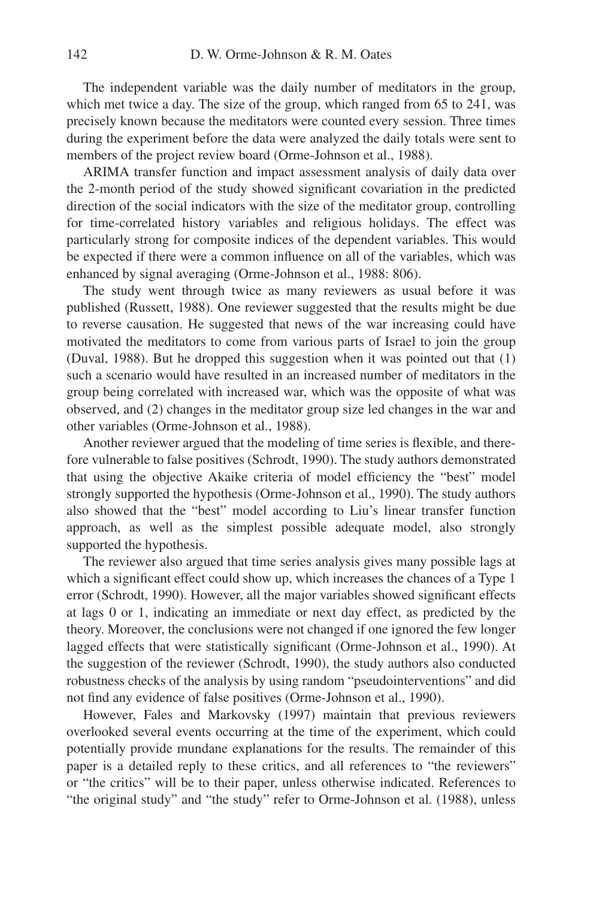The independent variable was the daily number of meditators in the group, which met twice a day. The size of the group, which ranged from 65 to 241, was precisely known because the meditators were counted every session. Three times during the experiment before the data were analyzed the daily totals were sent to members of the project review board (Orme-Johnson et al., 1988).

ARIMA transfer function and impact assessment analysis of daily data over the 2-month period of the study showed significant covariation in the predicted direction of the social indicators with the size of the meditator group, controlling for time-correlated history variables and religious holidays. The effect was particularly strong for composite indices of the dependent variables. This would be expected if there were a common influence on all of the variables, which was enhanced by signal averaging (Orme-Johnson et al., 1988: 806).

The study went through twice as many reviewers as usual before it was published (Russett, 1988). One reviewer suggested that the results might be due to reverse causation. He suggested that news of the war increasing could have motivated the meditators to come from various parts of Israel to join the group (Duval, 1988). But he dropped this suggestion when it was pointed out that (1) such a scenario would have resulted in an increased number of meditators in the group being correlated with increased war, which was the opposite of what was observed, and (2) changes in the meditator group size led changes in the war and other variables (Orme-Johnson et al., 1988).

Another reviewer argued that the modeling of time series is flexible, and therefore vulnerable to false positives (Schrodt, 1990). The study authors demonstrated that using the objective Akaike criteria of model efficiency the "best" model strongly supported the hypothesis (Orme-Johnson et al., 1990). The study authors also showed that the "best" model according to Liu's linear transfer function approach, as well as the simplest possible adequate model, also strongly supported the hypothesis.

The reviewer also argued that time series analysis gives many possible lags at which a significant effect could show up, which increases the chances of a Type 1 error (Schrodt, 1990). However, all the major variables showed significant effects at lags 0 or 1, indicating an immediate or next day effect, as predicted by the theory. Moreover, the conclusions were not changed if one ignored the few longer lagged effects that were statistically significant (Orme-Johnson et al., 1990). At the suggestion of the reviewer (Schrodt, 1990), the study authors also conducted robustness checks of the analysis by using random "pseudointerventions" and did not find any evidence of false positives (Orme-Johnson et al., 1990).

However, Fales and Markovsky (1997) maintain that previous reviewers overlooked several events occurring at the time of the experiment, which could potentially provide mundane explanations for the results. The remainder of this paper is a detailed reply to these critics, and all references to "the reviewers" or "the critics" will be to their paper, unless otherwise indicated. References to "the original study" and "the study" refer to Orme-Johnson et al. (1988), unless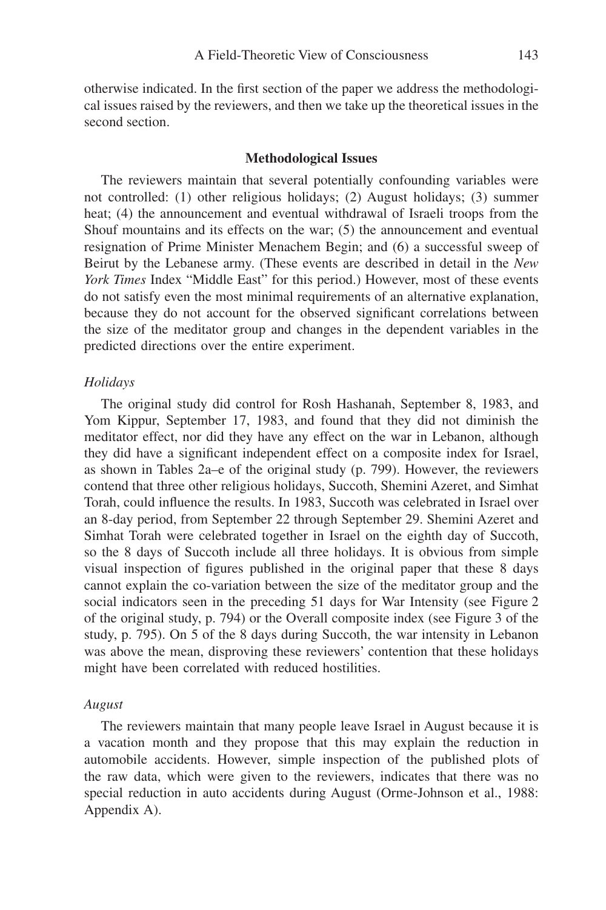otherwise indicated. In the first section of the paper we address the methodological issues raised by the reviewers, and then we take up the theoretical issues in the second section.

## Methodological Issues

The reviewers maintain that several potentially confounding variables were not controlled: (1) other religious holidays; (2) August holidays; (3) summer heat; (4) the announcement and eventual withdrawal of Israeli troops from the Shouf mountains and its effects on the war; (5) the announcement and eventual resignation of Prime Minister Menachem Begin; and (6) a successful sweep of Beirut by the Lebanese army. (These events are described in detail in the *New York Times* Index "Middle East" for this period.) However, most of these events do not satisfy even the most minimal requirements of an alternative explanation, because they do not account for the observed significant correlations between the size of the meditator group and changes in the dependent variables in the predicted directions over the entire experiment.

### *Holidays*

The original study did control for Rosh Hashanah, September 8, 1983, and Yom Kippur, September 17, 1983, and found that they did not diminish the meditator effect, nor did they have any effect on the war in Lebanon, although they did have a significant independent effect on a composite index for Israel, as shown in Tables 2a–e of the original study (p. 799). However, the reviewers contend that three other religious holidays, Succoth, Shemini Azeret, and Simhat Torah, could influence the results. In 1983, Succoth was celebrated in Israel over an 8-day period, from September 22 through September 29. Shemini Azeret and Simhat Torah were celebrated together in Israel on the eighth day of Succoth, so the 8 days of Succoth include all three holidays. It is obvious from simple visual inspection of figures published in the original paper that these 8 days cannot explain the co-variation between the size of the meditator group and the social indicators seen in the preceding 51 days for War Intensity (see Figure 2 of the original study, p. 794) or the Overall composite index (see Figure 3 of the study, p. 795). On 5 of the 8 days during Succoth, the war intensity in Lebanon was above the mean, disproving these reviewers' contention that these holidays might have been correlated with reduced hostilities.

### *August*

The reviewers maintain that many people leave Israel in August because it is a vacation month and they propose that this may explain the reduction in automobile accidents. However, simple inspection of the published plots of the raw data, which were given to the reviewers, indicates that there was no special reduction in auto accidents during August (Orme-Johnson et al., 1988: Appendix A).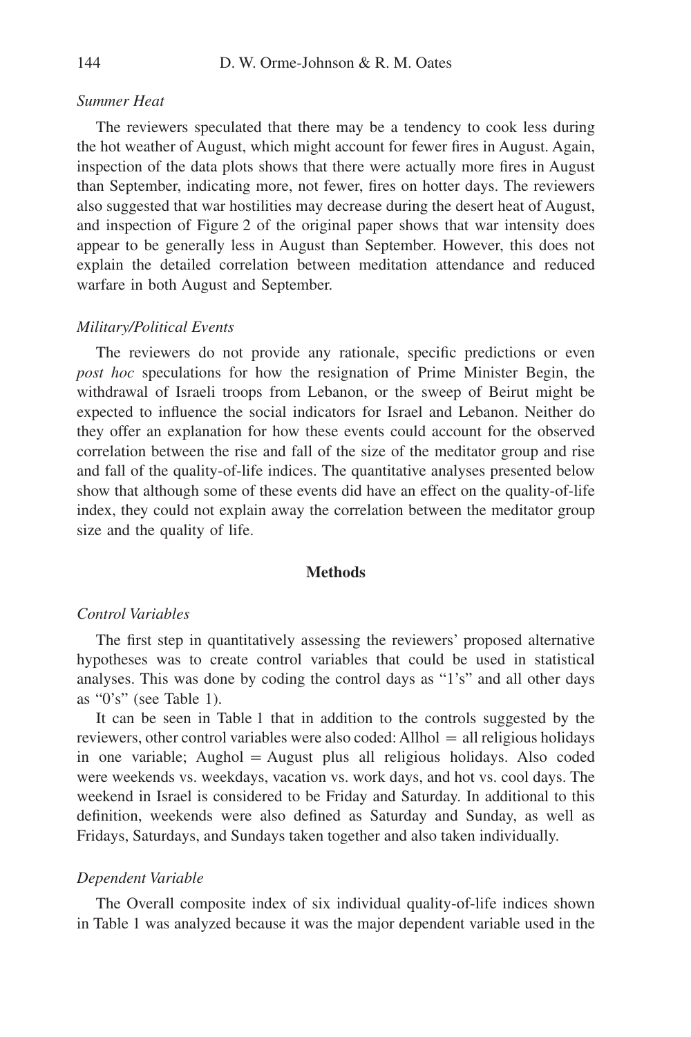*Summer Heat*

The reviewers speculated that there may be a tendency to cook less during the hot weather of August, which might account for fewer fires in August. Again, inspection of the data plots shows that there were actually more fires in August than September, indicating more, not fewer, fires on hotter days. The reviewers also suggested that war hostilities may decrease during the desert heat of August, and inspection of Figure 2 of the original paper shows that war intensity does appear to be generally less in August than September. However, this does not explain the detailed correlation between meditation attendance and reduced warfare in both August and September.

*Military/Political Events*

The reviewers do not provide any rationale, specific predictions or even *post hoc* speculations for how the resignation of Prime Minister Begin, the withdrawal of Israeli troops from Lebanon, or the sweep of Beirut might be expected to influence the social indicators for Israel and Lebanon. Neither do they offer an explanation for how these events could account for the observed correlation between the rise and fall of the size of the meditator group and rise and fall of the quality-of-life indices. The quantitative analyses presented below show that although some of these events did have an effect on the quality-of-life index, they could not explain away the correlation between the meditator group size and the quality of life.

## Methods

*Control Variables*

The first step in quantitatively assessing the reviewers' proposed alternative hypotheses was to create control variables that could be used in statistical analyses. This was done by coding the control days as "1's" and all other days as "0's" (see Table 1).

It can be seen in Table 1 that in addition to the controls suggested by the reviewers, other control variables were also coded: Allhol = all religious holidays in one variable; Aughol = August plus all religious holidays. Also coded were weekends vs. weekdays, vacation vs. work days, and hot vs. cool days. The weekend in Israel is considered to be Friday and Saturday. In additional to this definition, weekends were also defined as Saturday and Sunday, as well as Fridays, Saturdays, and Sundays taken together and also taken individually.

*Dependent Variable*

The Overall composite index of six individual quality-of-life indices shown in Table 1 was analyzed because it was the major dependent variable used in the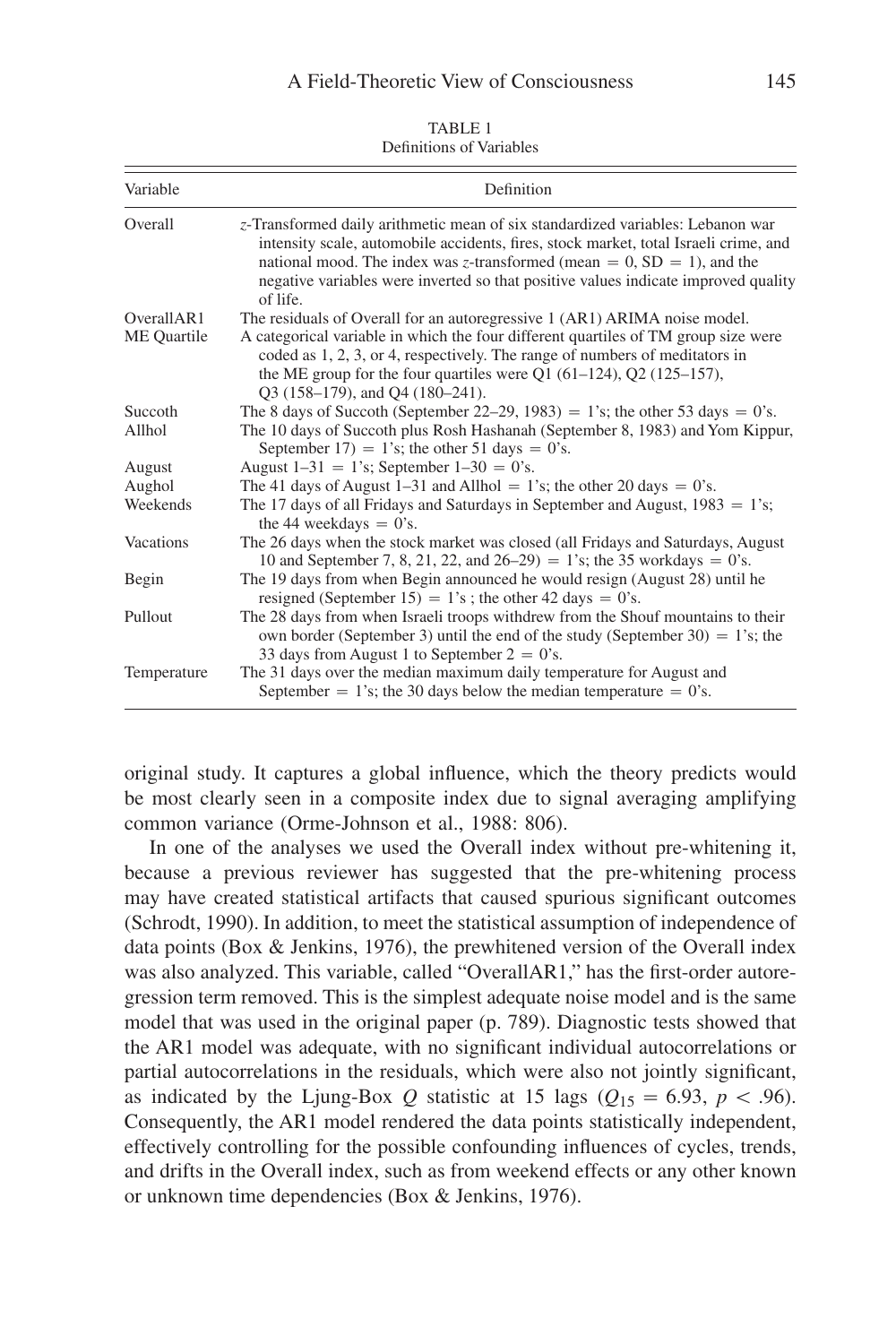TABLE 1
Definitions of Variables

| Variable | Definition |
|---|---|
| Overall | $z$-Transformed daily arithmetic mean of six standardized variables: Lebanon war intensity scale, automobile accidents, fires, stock market, total Israeli crime, and national mood. The index was $z$-transformed (mean $= 0$, SD $= 1$), and the negative variables were inverted so that positive values indicate improved quality of life. |
| OverallAR1 | The residuals of Overall for an autoregressive 1 (AR1) ARIMA noise model. |
| ME Quartile | A categorical variable in which the four different quartiles of TM group size were coded as 1, 2, 3, or 4, respectively. The range of numbers of meditators in the ME group for the four quartiles were Q1 (61–124), Q2 (125–157), Q3 (158–179), and Q4 (180–241). |
| Succoth | The 8 days of Succoth (September 22–29, 1983) = 1's; the other 53 days = 0's. |
| Allhol | The 10 days of Succoth plus Rosh Hashanah (September 8, 1983) and Yom Kippur, September 17) = 1's; the other 51 days = 0's. |
| August | August 1–31 = 1's; September 1–30 = 0's. |
| Aughol | The 41 days of August 1–31 and Allhol = 1's; the other 20 days = 0's. |
| Weekends | The 17 days of all Fridays and Saturdays in September and August, 1983 = 1's; the 44 weekdays = 0's. |
| Vacations | The 26 days when the stock market was closed (all Fridays and Saturdays, August 10 and September 7, 8, 21, 22, and 26–29) = 1's; the 35 workdays = 0's. |
| Begin | The 19 days from when Begin announced he would resign (August 28) until he resigned (September 15) = 1's ; the other 42 days = 0's. |
| Pullout | The 28 days from when Israeli troops withdrew from the Shouf mountains to their own border (September 3) until the end of the study (September 30) = 1's; the 33 days from August 1 to September 2 = 0's. |
| Temperature | The 31 days over the median maximum daily temperature for August and September = 1's; the 30 days below the median temperature = 0's. |

original study. It captures a global influence, which the theory predicts would be most clearly seen in a composite index due to signal averaging amplifying common variance (Orme-Johnson et al., 1988: 806).

In one of the analyses we used the Overall index without pre-whitening it, because a previous reviewer has suggested that the pre-whitening process may have created statistical artifacts that caused spurious significant outcomes (Schrodt, 1990). In addition, to meet the statistical assumption of independence of data points (Box & Jenkins, 1976), the prewhitened version of the Overall index was also analyzed. This variable, called "OverallAR1," has the first-order autoregression term removed. This is the simplest adequate noise model and is the same model that was used in the original paper (p. 789). Diagnostic tests showed that the AR1 model was adequate, with no significant individual autocorrelations or partial autocorrelations in the residuals, which were also not jointly significant, as indicated by the Ljung-Box $Q$ statistic at 15 lags ($Q_{15} = 6.93$, $p < .96$). Consequently, the AR1 model rendered the data points statistically independent, effectively controlling for the possible confounding influences of cycles, trends, and drifts in the Overall index, such as from weekend effects or any other known or unknown time dependencies (Box & Jenkins, 1976).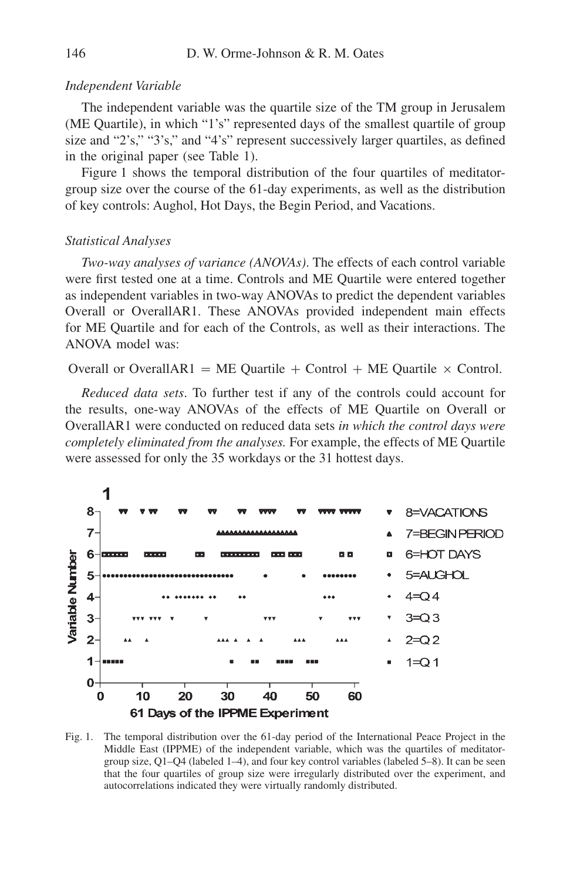*Independent Variable*

The independent variable was the quartile size of the TM group in Jerusalem (ME Quartile), in which "1's" represented days of the smallest quartile of group size and "2's," "3's," and "4's" represent successively larger quartiles, as defined in the original paper (see Table 1).

Figure 1 shows the temporal distribution of the four quartiles of meditator-group size over the course of the 61-day experiments, as well as the distribution of key controls: Aughol, Hot Days, the Begin Period, and Vacations.

*Statistical Analyses*

*Two-way analyses of variance (ANOVAs)*. The effects of each control variable were first tested one at a time. Controls and ME Quartile were entered together as independent variables in two-way ANOVAs to predict the dependent variables Overall or OverallAR1. These ANOVAs provided independent main effects for ME Quartile and for each of the Controls, as well as their interactions. The ANOVA model was:

$$\text{Overall or OverallAR1} = \text{ME Quartile} + \text{Control} + \text{ME Quartile} \times \text{Control}.$$

*Reduced data sets*. To further test if any of the controls could account for the results, one-way ANOVAs of the effects of ME Quartile on Overall or OverallAR1 were conducted on reduced data sets *in which the control days were completely eliminated from the analyses.* For example, the effects of ME Quartile were assessed for only the 35 workdays or the 31 hottest days.

Fig. 1. The temporal distribution over the 61-day period of the International Peace Project in the Middle East (IPPME) of the independent variable, which was the quartiles of meditator-group size, Q1–Q4 (labeled 1–4), and four key control variables (labeled 5–8). It can be seen that the four quartiles of group size were irregularly distributed over the experiment, and autocorrelations indicated they were virtually randomly distributed.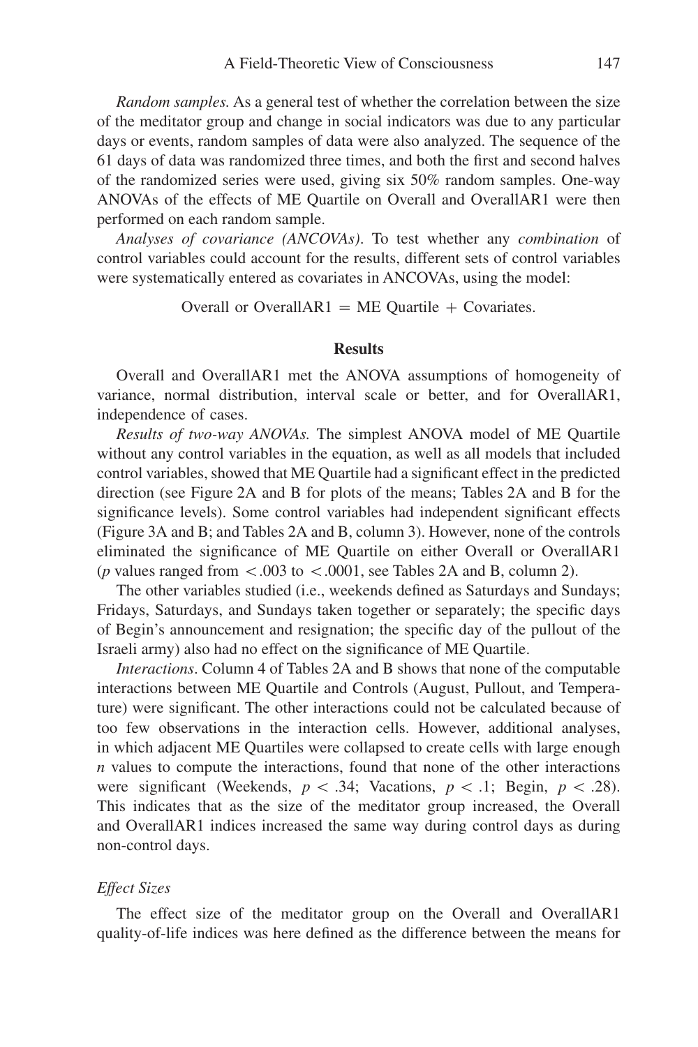*Random samples.* As a general test of whether the correlation between the size of the meditator group and change in social indicators was due to any particular days or events, random samples of data were also analyzed. The sequence of the 61 days of data was randomized three times, and both the first and second halves of the randomized series were used, giving six 50% random samples. One-way ANOVAs of the effects of ME Quartile on Overall and OverallAR1 were then performed on each random sample.

*Analyses of covariance (ANCOVAs).* To test whether any *combination* of control variables could account for the results, different sets of control variables were systematically entered as covariates in ANCOVAs, using the model:

$$\text{Overall or OverallAR1} = \text{ME Quartile} + \text{Covariates}.$$

## Results

Overall and OverallAR1 met the ANOVA assumptions of homogeneity of variance, normal distribution, interval scale or better, and for OverallAR1, independence of cases.

*Results of two-way ANOVAs.* The simplest ANOVA model of ME Quartile without any control variables in the equation, as well as all models that included control variables, showed that ME Quartile had a significant effect in the predicted direction (see Figure 2A and B for plots of the means; Tables 2A and B for the significance levels). Some control variables had independent significant effects (Figure 3A and B; and Tables 2A and B, column 3). However, none of the controls eliminated the significance of ME Quartile on either Overall or OverallAR1 ($p$ values ranged from $< .003$ to $< .0001$, see Tables 2A and B, column 2).

The other variables studied (i.e., weekends defined as Saturdays and Sundays; Fridays, Saturdays, and Sundays taken together or separately; the specific days of Begin's announcement and resignation; the specific day of the pullout of the Israeli army) also had no effect on the significance of ME Quartile.

*Interactions*. Column 4 of Tables 2A and B shows that none of the computable interactions between ME Quartile and Controls (August, Pullout, and Temperature) were significant. The other interactions could not be calculated because of too few observations in the interaction cells. However, additional analyses, in which adjacent ME Quartiles were collapsed to create cells with large enough $n$ values to compute the interactions, found that none of the other interactions were significant (Weekends, $p < .34$; Vacations, $p < .1$; Begin, $p < .28$). This indicates that as the size of the meditator group increased, the Overall and OverallAR1 indices increased the same way during control days as during non-control days.

### *Effect Sizes*

The effect size of the meditator group on the Overall and OverallAR1 quality-of-life indices was here defined as the difference between the means for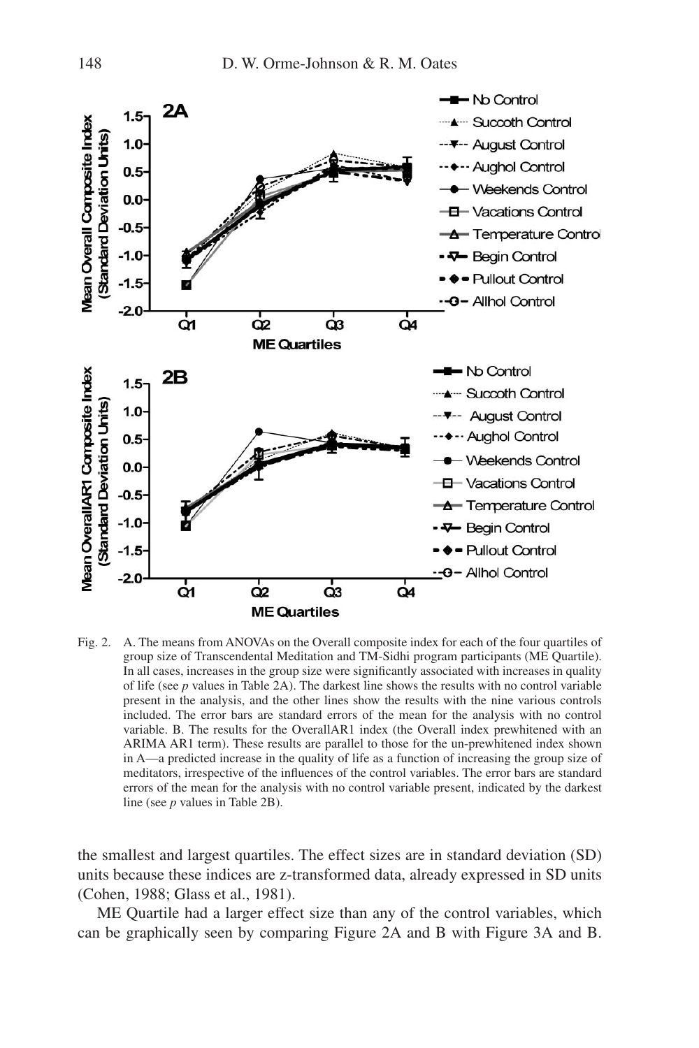Fig. 2. A. The means from ANOVAs on the Overall composite index for each of the four quartiles of group size of Transcendental Meditation and TM-Sidhi program participants (ME Quartile). In all cases, increases in the group size were significantly associated with increases in quality of life (see *p* values in Table 2A). The darkest line shows the results with no control variable present in the analysis, and the other lines show the results with the nine various controls included. The error bars are standard errors of the mean for the analysis with no control variable. B. The results for the OverallAR1 index (the Overall index prewhitened with an ARIMA AR1 term). These results are parallel to those for the un-prewhitened index shown in A—a predicted increase in the quality of life as a function of increasing the group size of meditators, irrespective of the influences of the control variables. The error bars are standard errors of the mean for the analysis with no control variable present, indicated by the darkest line (see *p* values in Table 2B).

the smallest and largest quartiles. The effect sizes are in standard deviation (SD) units because these indices are z-transformed data, already expressed in SD units (Cohen, 1988; Glass et al., 1981).

ME Quartile had a larger effect size than any of the control variables, which can be graphically seen by comparing Figure 2A and B with Figure 3A and B.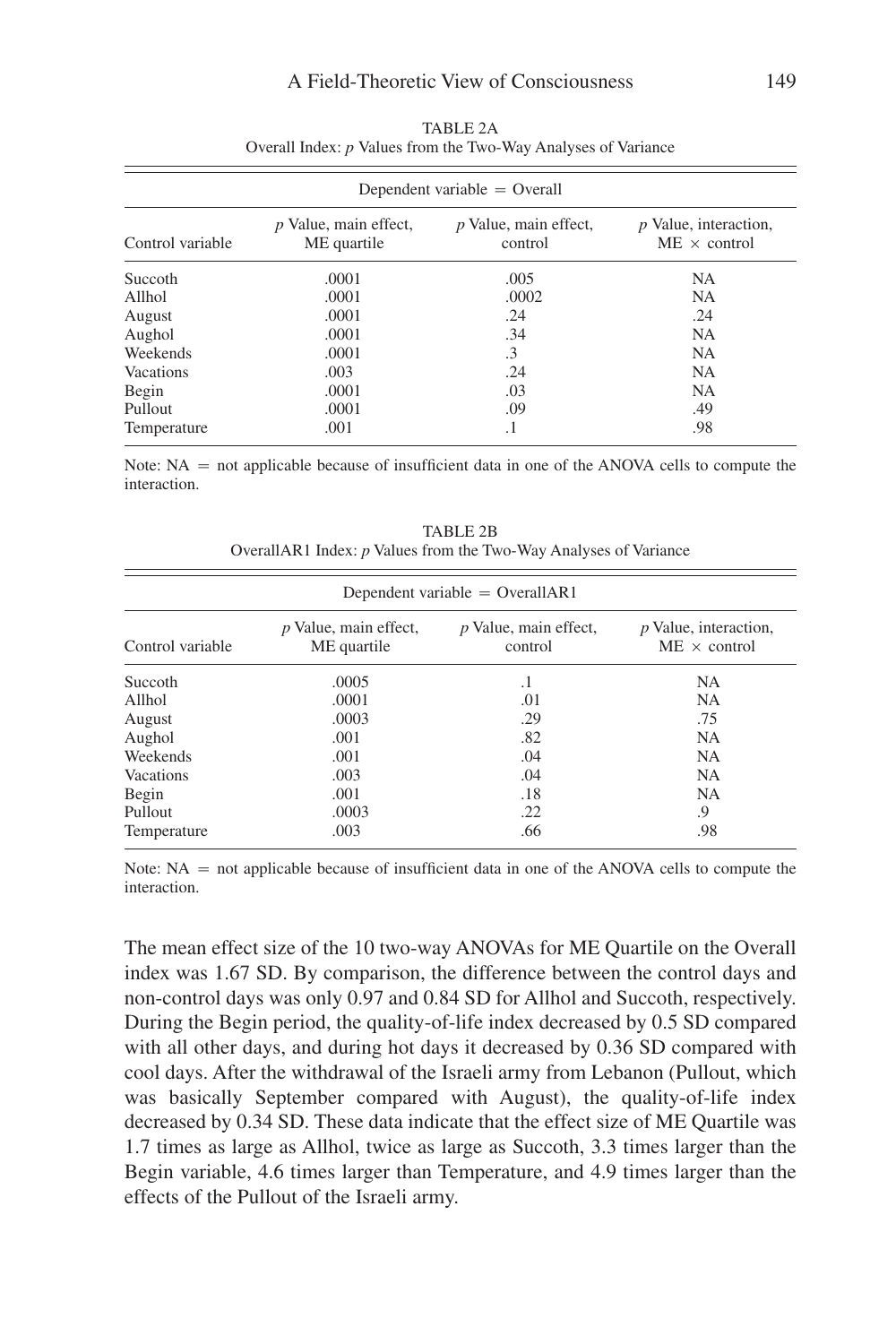TABLE 2A
Overall Index: *p* Values from the Two-Way Analyses of Variance

| Dependent variable = Overall | | | |
|---|---|---|---|
| Control variable | *p* Value, main effect, ME quartile | *p* Value, main effect, control | *p* Value, interaction, ME × control |
| Succoth | .0001 | .005 | NA |
| Allhol | .0001 | .0002 | NA |
| August | .0001 | .24 | .24 |
| Aughol | .0001 | .34 | NA |
| Weekends | .0001 | .3 | NA |
| Vacations | .003 | .24 | NA |
| Begin | .0001 | .03 | NA |
| Pullout | .0001 | .09 | .49 |
| Temperature | .001 | .1 | .98 |

Note: NA = not applicable because of insufficient data in one of the ANOVA cells to compute the interaction.

TABLE 2B
OverallAR1 Index: *p* Values from the Two-Way Analyses of Variance

| Dependent variable = OverallAR1 | | | |
|---|---|---|---|
| Control variable | *p* Value, main effect, ME quartile | *p* Value, main effect, control | *p* Value, interaction, ME × control |
| Succoth | .0005 | .1 | NA |
| Allhol | .0001 | .01 | NA |
| August | .0003 | .29 | .75 |
| Aughol | .001 | .82 | NA |
| Weekends | .001 | .04 | NA |
| Vacations | .003 | .04 | NA |
| Begin | .001 | .18 | NA |
| Pullout | .0003 | .22 | .9 |
| Temperature | .003 | .66 | .98 |

Note: NA = not applicable because of insufficient data in one of the ANOVA cells to compute the interaction.

The mean effect size of the 10 two-way ANOVAs for ME Quartile on the Overall index was 1.67 SD. By comparison, the difference between the control days and non-control days was only 0.97 and 0.84 SD for Allhol and Succoth, respectively. During the Begin period, the quality-of-life index decreased by 0.5 SD compared with all other days, and during hot days it decreased by 0.36 SD compared with cool days. After the withdrawal of the Israeli army from Lebanon (Pullout, which was basically September compared with August), the quality-of-life index decreased by 0.34 SD. These data indicate that the effect size of ME Quartile was 1.7 times as large as Allhol, twice as large as Succoth, 3.3 times larger than the Begin variable, 4.6 times larger than Temperature, and 4.9 times larger than the effects of the Pullout of the Israeli army.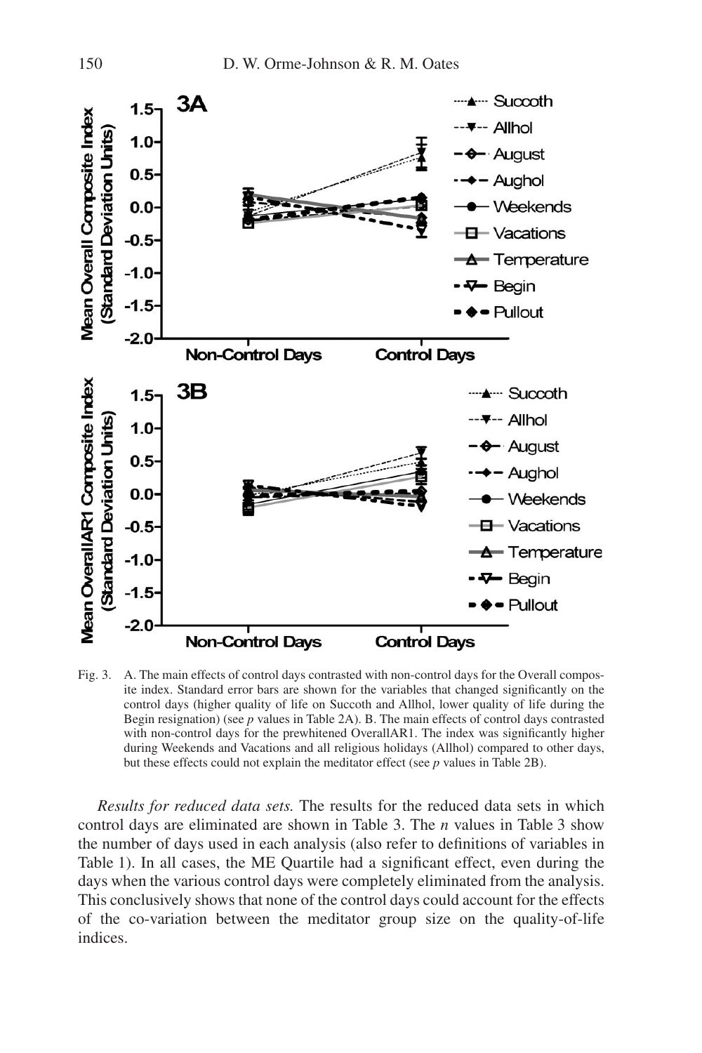Fig. 3. A. The main effects of control days contrasted with non-control days for the Overall composite index. Standard error bars are shown for the variables that changed significantly on the control days (higher quality of life on Succoth and Allhol, lower quality of life during the Begin resignation) (see *p* values in Table 2A). B. The main effects of control days contrasted with non-control days for the prewhitened OverallAR1. The index was significantly higher during Weekends and Vacations and all religious holidays (Allhol) compared to other days, but these effects could not explain the meditator effect (see *p* values in Table 2B).

*Results for reduced data sets.* The results for the reduced data sets in which control days are eliminated are shown in Table 3. The *n* values in Table 3 show the number of days used in each analysis (also refer to definitions of variables in Table 1). In all cases, the ME Quartile had a significant effect, even during the days when the various control days were completely eliminated from the analysis. This conclusively shows that none of the control days could account for the effects of the co-variation between the meditator group size on the quality-of-life indices.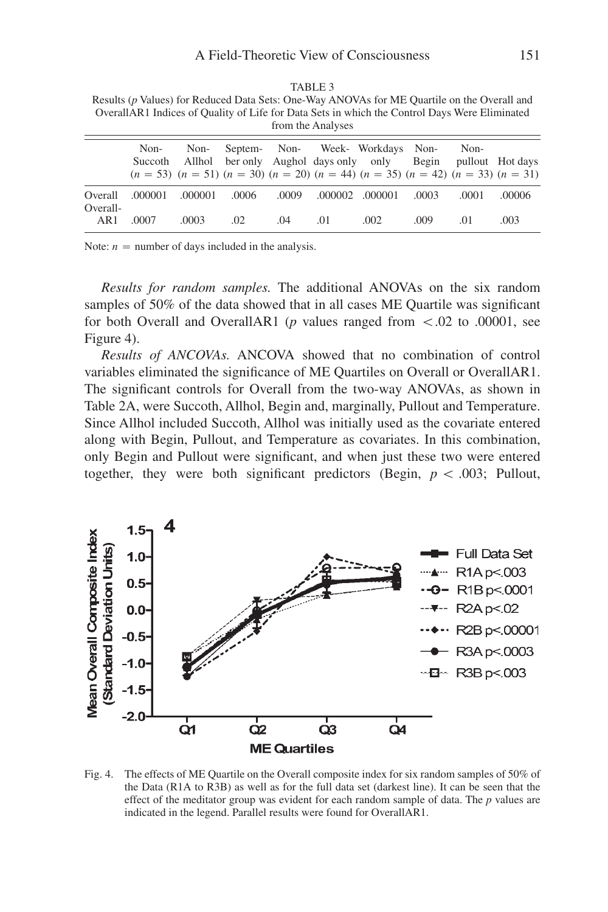TABLE 3

Results (*p* Values) for Reduced Data Sets: One-Way ANOVAs for ME Quartile on the Overall and OverallAR1 Indices of Quality of Life for Data Sets in which the Control Days Were Eliminated from the Analyses

| | Non-Succoth ($n$ = 53) | Non-Allhol ($n$ = 51) | September only ($n$ = 30) | Non-Aughol ($n$ = 20) | Week-days only ($n$ = 44) | Workdays only ($n$ = 35) | Non-Begin ($n$ = 42) | Non-pullout ($n$ = 33) | Hot days ($n$ = 31) |
|---|---|---|---|---|---|---|---|---|---|
| Overall | .000001 | .000001 | .0006 | .0009 | .000002 | .000001 | .0003 | .0001 | .00006 |
| Overall-AR1 | .0007 | .0003 | .02 | .04 | .01 | .002 | .009 | .01 | .003 |

Note: $n$ = number of days included in the analysis.

*Results for random samples.* The additional ANOVAs on the six random samples of 50% of the data showed that in all cases ME Quartile was significant for both Overall and OverallAR1 ($p$ values ranged from $< .02$ to .00001, see Figure 4).

*Results of ANCOVAs.* ANCOVA showed that no combination of control variables eliminated the significance of ME Quartiles on Overall or OverallAR1. The significant controls for Overall from the two-way ANOVAs, as shown in Table 2A, were Succoth, Allhol, Begin and, marginally, Pullout and Temperature. Since Allhol included Succoth, Allhol was initially used as the covariate entered along with Begin, Pullout, and Temperature as covariates. In this combination, only Begin and Pullout were significant, and when just these two were entered together, they were both significant predictors (Begin, $p < .003$; Pullout,

Fig. 4. The effects of ME Quartile on the Overall composite index for six random samples of 50% of the Data (R1A to R3B) as well as for the full data set (darkest line). It can be seen that the effect of the meditator group was evident for each random sample of data. The $p$ values are indicated in the legend. Parallel results were found for OverallAR1.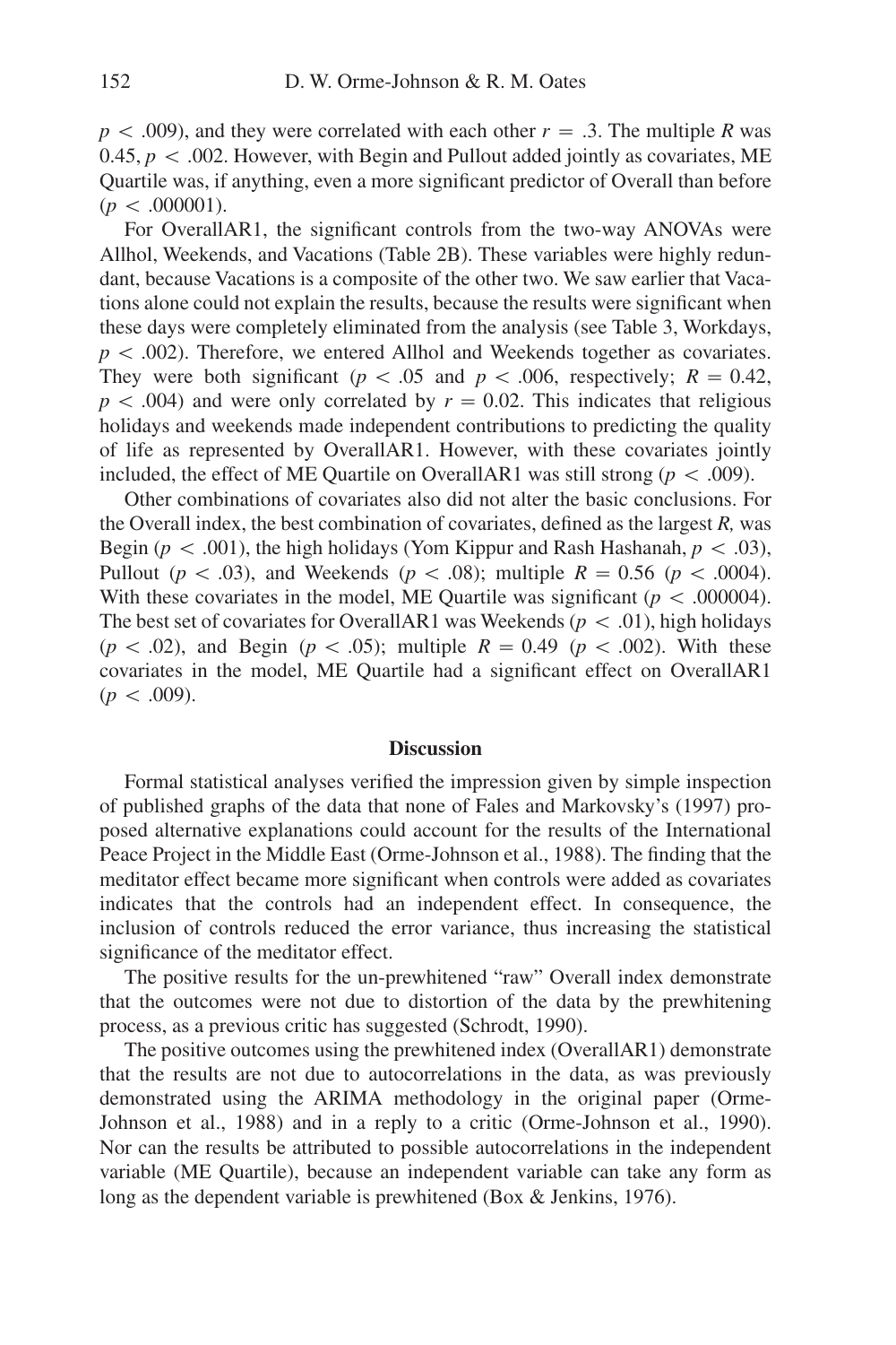$p < .009$), and they were correlated with each other $r = .3$. The multiple *R* was 0.45, $p < .002$. However, with Begin and Pullout added jointly as covariates, ME Quartile was, if anything, even a more significant predictor of Overall than before ($p < .000001$).

For OverallAR1, the significant controls from the two-way ANOVAs were Allhol, Weekends, and Vacations (Table 2B). These variables were highly redundant, because Vacations is a composite of the other two. We saw earlier that Vacations alone could not explain the results, because the results were significant when these days were completely eliminated from the analysis (see Table 3, Workdays, $p < .002$). Therefore, we entered Allhol and Weekends together as covariates. They were both significant ($p < .05$ and $p < .006$, respectively; $R = 0.42$, $p < .004$) and were only correlated by $r = 0.02$. This indicates that religious holidays and weekends made independent contributions to predicting the quality of life as represented by OverallAR1. However, with these covariates jointly included, the effect of ME Quartile on OverallAR1 was still strong ($p < .009$).

Other combinations of covariates also did not alter the basic conclusions. For the Overall index, the best combination of covariates, defined as the largest *R,* was Begin ($p < .001$), the high holidays (Yom Kippur and Rash Hashanah, $p < .03$), Pullout ($p < .03$), and Weekends ($p < .08$); multiple $R = 0.56$ ($p < .0004$). With these covariates in the model, ME Quartile was significant ($p < .000004$). The best set of covariates for OverallAR1 was Weekends ($p < .01$), high holidays ($p < .02$), and Begin ($p < .05$); multiple $R = 0.49$ ($p < .002$). With these covariates in the model, ME Quartile had a significant effect on OverallAR1 ($p < .009$).

## Discussion

Formal statistical analyses verified the impression given by simple inspection of published graphs of the data that none of Fales and Markovsky's (1997) proposed alternative explanations could account for the results of the International Peace Project in the Middle East (Orme-Johnson et al., 1988). The finding that the meditator effect became more significant when controls were added as covariates indicates that the controls had an independent effect. In consequence, the inclusion of controls reduced the error variance, thus increasing the statistical significance of the meditator effect.

The positive results for the un-prewhitened "raw" Overall index demonstrate that the outcomes were not due to distortion of the data by the prewhitening process, as a previous critic has suggested (Schrodt, 1990).

The positive outcomes using the prewhitened index (OverallAR1) demonstrate that the results are not due to autocorrelations in the data, as was previously demonstrated using the ARIMA methodology in the original paper (Orme-Johnson et al., 1988) and in a reply to a critic (Orme-Johnson et al., 1990). Nor can the results be attributed to possible autocorrelations in the independent variable (ME Quartile), because an independent variable can take any form as long as the dependent variable is prewhitened (Box & Jenkins, 1976).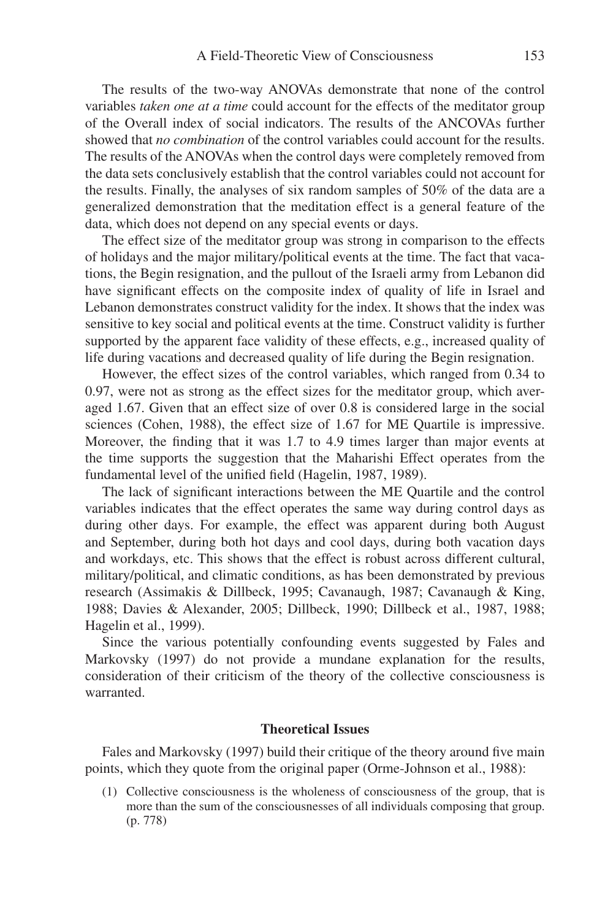The results of the two-way ANOVAs demonstrate that none of the control variables *taken one at a time* could account for the effects of the meditator group of the Overall index of social indicators. The results of the ANCOVAs further showed that *no combination* of the control variables could account for the results. The results of the ANOVAs when the control days were completely removed from the data sets conclusively establish that the control variables could not account for the results. Finally, the analyses of six random samples of 50% of the data are a generalized demonstration that the meditation effect is a general feature of the data, which does not depend on any special events or days.

The effect size of the meditator group was strong in comparison to the effects of holidays and the major military/political events at the time. The fact that vacations, the Begin resignation, and the pullout of the Israeli army from Lebanon did have significant effects on the composite index of quality of life in Israel and Lebanon demonstrates construct validity for the index. It shows that the index was sensitive to key social and political events at the time. Construct validity is further supported by the apparent face validity of these effects, e.g., increased quality of life during vacations and decreased quality of life during the Begin resignation.

However, the effect sizes of the control variables, which ranged from 0.34 to 0.97, were not as strong as the effect sizes for the meditator group, which averaged 1.67. Given that an effect size of over 0.8 is considered large in the social sciences (Cohen, 1988), the effect size of 1.67 for ME Quartile is impressive. Moreover, the finding that it was 1.7 to 4.9 times larger than major events at the time supports the suggestion that the Maharishi Effect operates from the fundamental level of the unified field (Hagelin, 1987, 1989).

The lack of significant interactions between the ME Quartile and the control variables indicates that the effect operates the same way during control days as during other days. For example, the effect was apparent during both August and September, during both hot days and cool days, during both vacation days and workdays, etc. This shows that the effect is robust across different cultural, military/political, and climatic conditions, as has been demonstrated by previous research (Assimakis & Dillbeck, 1995; Cavanaugh, 1987; Cavanaugh & King, 1988; Davies & Alexander, 2005; Dillbeck, 1990; Dillbeck et al., 1987, 1988; Hagelin et al., 1999).

Since the various potentially confounding events suggested by Fales and Markovsky (1997) do not provide a mundane explanation for the results, consideration of their criticism of the theory of the collective consciousness is warranted.

### Theoretical Issues

Fales and Markovsky (1997) build their critique of the theory around five main points, which they quote from the original paper (Orme-Johnson et al., 1988):

(1) Collective consciousness is the wholeness of consciousness of the group, that is more than the sum of the consciousnesses of all individuals composing that group. (p. 778)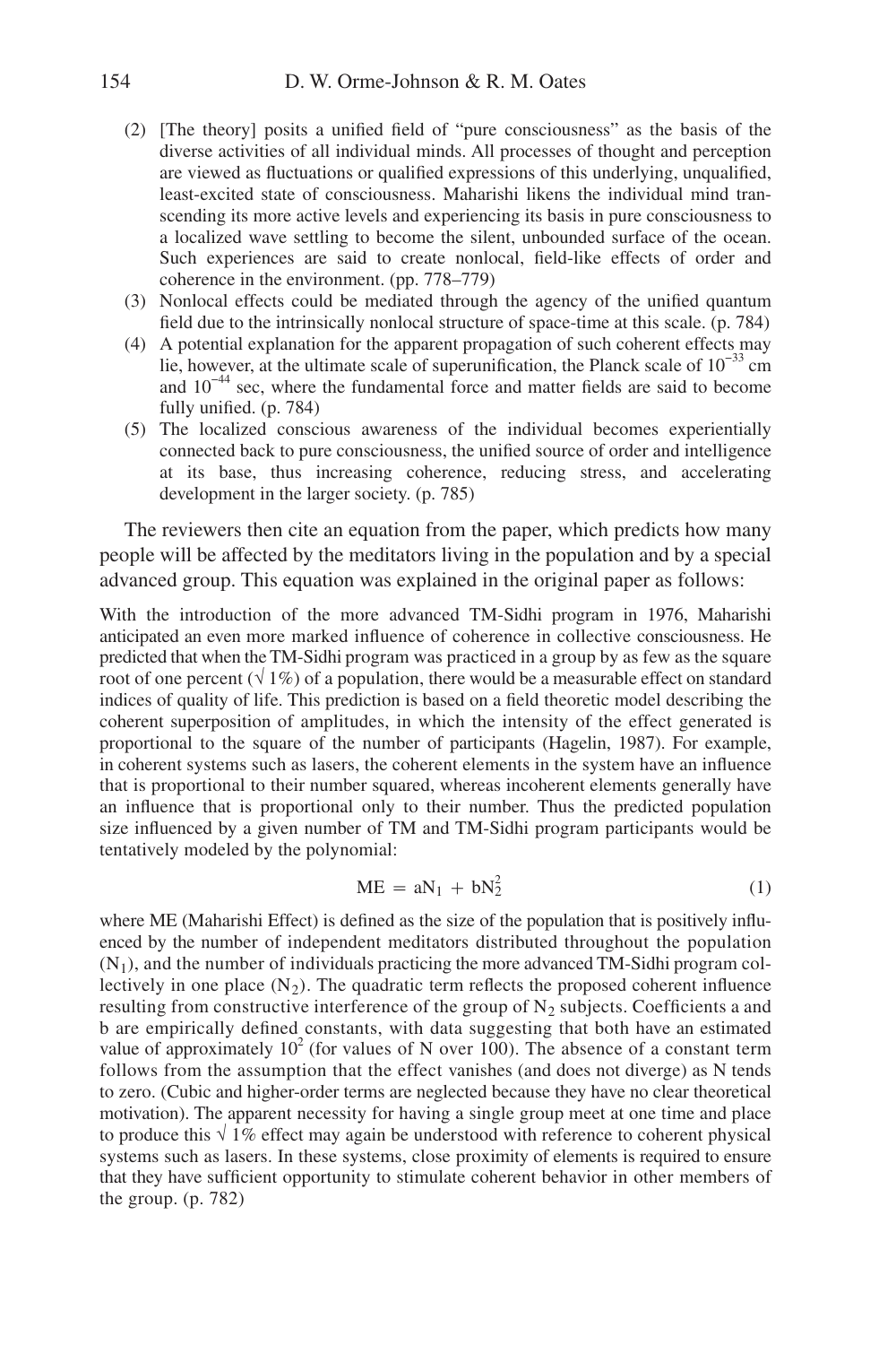(2) [The theory] posits a unified field of "pure consciousness" as the basis of the diverse activities of all individual minds. All processes of thought and perception are viewed as fluctuations or qualified expressions of this underlying, unqualified, least-excited state of consciousness. Maharishi likens the individual mind transcending its more active levels and experiencing its basis in pure consciousness to a localized wave settling to become the silent, unbounded surface of the ocean. Such experiences are said to create nonlocal, field-like effects of order and coherence in the environment. (pp. 778–779)

(3) Nonlocal effects could be mediated through the agency of the unified quantum field due to the intrinsically nonlocal structure of space-time at this scale. (p. 784)

(4) A potential explanation for the apparent propagation of such coherent effects may lie, however, at the ultimate scale of superunification, the Planck scale of $10^{-33}$ cm and $10^{-44}$ sec, where the fundamental force and matter fields are said to become fully unified. (p. 784)

(5) The localized conscious awareness of the individual becomes experientially connected back to pure consciousness, the unified source of order and intelligence at its base, thus increasing coherence, reducing stress, and accelerating development in the larger society. (p. 785)

The reviewers then cite an equation from the paper, which predicts how many people will be affected by the meditators living in the population and by a special advanced group. This equation was explained in the original paper as follows:

With the introduction of the more advanced TM-Sidhi program in 1976, Maharishi anticipated an even more marked influence of coherence in collective consciousness. He predicted that when the TM-Sidhi program was practiced in a group by as few as the square root of one percent ($\sqrt{1\%}$) of a population, there would be a measurable effect on standard indices of quality of life. This prediction is based on a field theoretic model describing the coherent superposition of amplitudes, in which the intensity of the effect generated is proportional to the square of the number of participants (Hagelin, 1987). For example, in coherent systems such as lasers, the coherent elements in the system have an influence that is proportional to their number squared, whereas incoherent elements generally have an influence that is proportional only to their number. Thus the predicted population size influenced by a given number of TM and TM-Sidhi program participants would be tentatively modeled by the polynomial:

$$\mathrm{ME} = aN_1 + bN_2^2 \tag{1}$$

where ME (Maharishi Effect) is defined as the size of the population that is positively influenced by the number of independent meditators distributed throughout the population ($N_1$), and the number of individuals practicing the more advanced TM-Sidhi program collectively in one place ($N_2$). The quadratic term reflects the proposed coherent influence resulting from constructive interference of the group of $N_2$ subjects. Coefficients a and b are empirically defined constants, with data suggesting that both have an estimated value of approximately $10^2$ (for values of N over 100). The absence of a constant term follows from the assumption that the effect vanishes (and does not diverge) as N tends to zero. (Cubic and higher-order terms are neglected because they have no clear theoretical motivation). The apparent necessity for having a single group meet at one time and place to produce this $\sqrt{1\%}$ effect may again be understood with reference to coherent physical systems such as lasers. In these systems, close proximity of elements is required to ensure that they have sufficient opportunity to stimulate coherent behavior in other members of the group. (p. 782)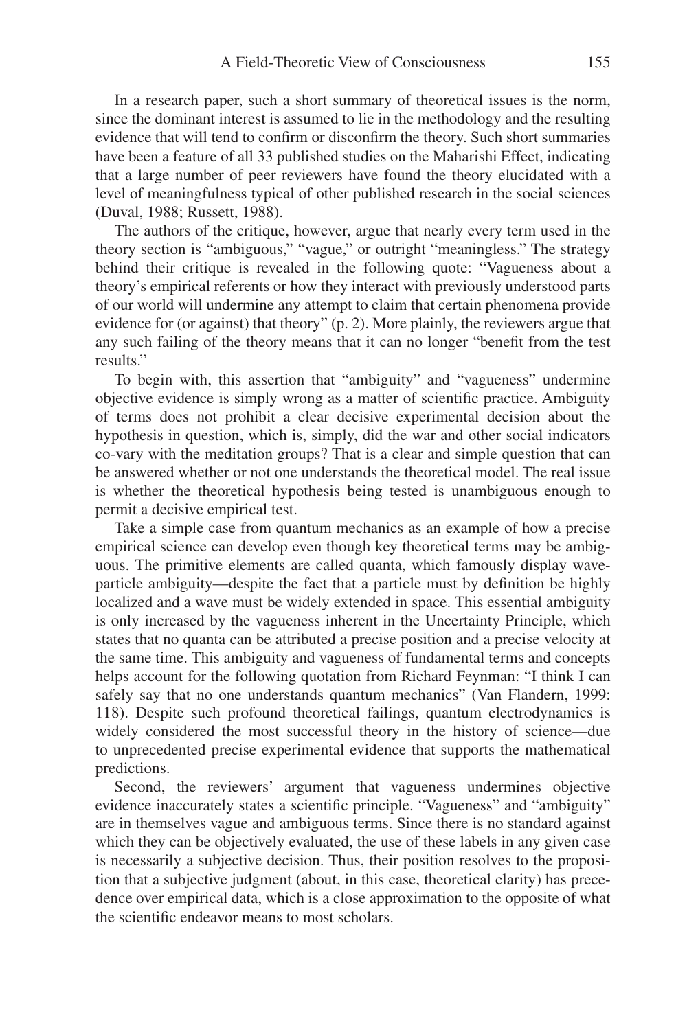In a research paper, such a short summary of theoretical issues is the norm, since the dominant interest is assumed to lie in the methodology and the resulting evidence that will tend to confirm or disconfirm the theory. Such short summaries have been a feature of all 33 published studies on the Maharishi Effect, indicating that a large number of peer reviewers have found the theory elucidated with a level of meaningfulness typical of other published research in the social sciences (Duval, 1988; Russett, 1988).

The authors of the critique, however, argue that nearly every term used in the theory section is "ambiguous," "vague," or outright "meaningless." The strategy behind their critique is revealed in the following quote: "Vagueness about a theory's empirical referents or how they interact with previously understood parts of our world will undermine any attempt to claim that certain phenomena provide evidence for (or against) that theory" (p. 2). More plainly, the reviewers argue that any such failing of the theory means that it can no longer "benefit from the test results."

To begin with, this assertion that "ambiguity" and "vagueness" undermine objective evidence is simply wrong as a matter of scientific practice. Ambiguity of terms does not prohibit a clear decisive experimental decision about the hypothesis in question, which is, simply, did the war and other social indicators co-vary with the meditation groups? That is a clear and simple question that can be answered whether or not one understands the theoretical model. The real issue is whether the theoretical hypothesis being tested is unambiguous enough to permit a decisive empirical test.

Take a simple case from quantum mechanics as an example of how a precise empirical science can develop even though key theoretical terms may be ambiguous. The primitive elements are called quanta, which famously display wave-particle ambiguity—despite the fact that a particle must by definition be highly localized and a wave must be widely extended in space. This essential ambiguity is only increased by the vagueness inherent in the Uncertainty Principle, which states that no quanta can be attributed a precise position and a precise velocity at the same time. This ambiguity and vagueness of fundamental terms and concepts helps account for the following quotation from Richard Feynman: "I think I can safely say that no one understands quantum mechanics" (Van Flandern, 1999: 118). Despite such profound theoretical failings, quantum electrodynamics is widely considered the most successful theory in the history of science—due to unprecedented precise experimental evidence that supports the mathematical predictions.

Second, the reviewers' argument that vagueness undermines objective evidence inaccurately states a scientific principle. "Vagueness" and "ambiguity" are in themselves vague and ambiguous terms. Since there is no standard against which they can be objectively evaluated, the use of these labels in any given case is necessarily a subjective decision. Thus, their position resolves to the proposition that a subjective judgment (about, in this case, theoretical clarity) has precedence over empirical data, which is a close approximation to the opposite of what the scientific endeavor means to most scholars.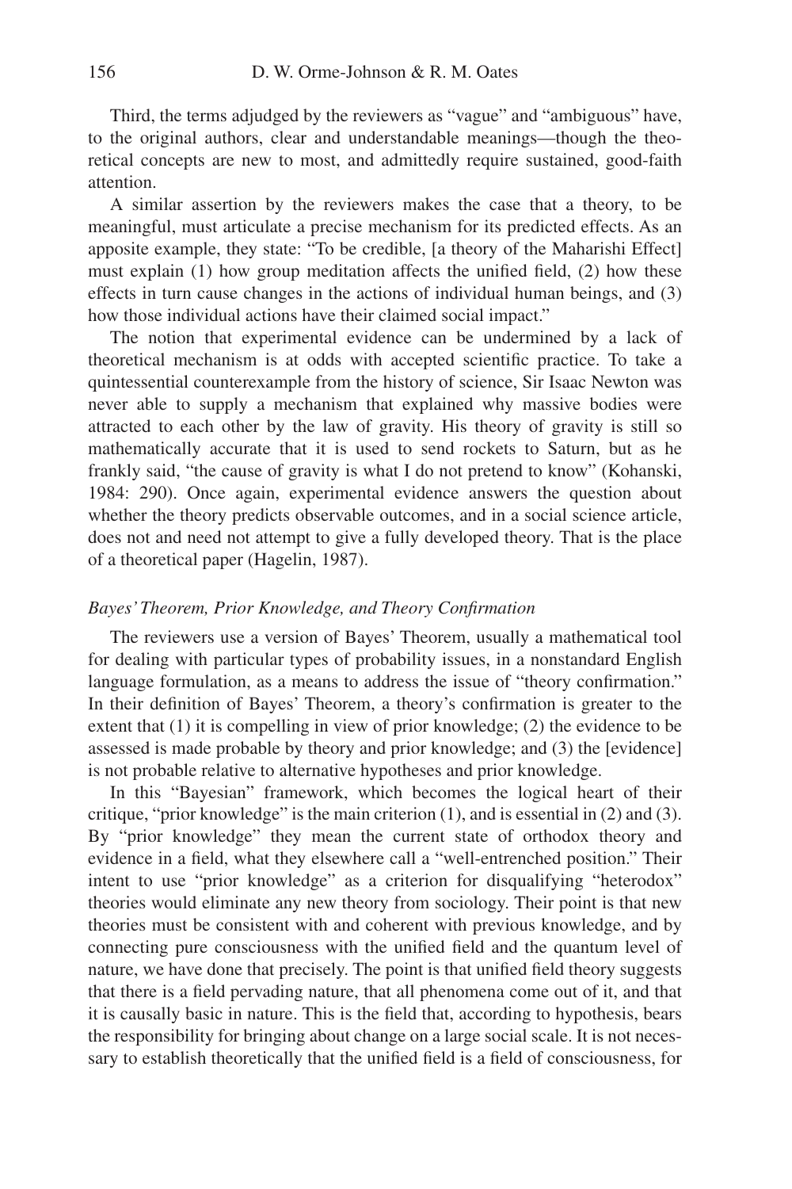Third, the terms adjudged by the reviewers as "vague" and "ambiguous" have, to the original authors, clear and understandable meanings—though the theoretical concepts are new to most, and admittedly require sustained, good-faith attention.

A similar assertion by the reviewers makes the case that a theory, to be meaningful, must articulate a precise mechanism for its predicted effects. As an apposite example, they state: "To be credible, [a theory of the Maharishi Effect] must explain (1) how group meditation affects the unified field, (2) how these effects in turn cause changes in the actions of individual human beings, and (3) how those individual actions have their claimed social impact."

The notion that experimental evidence can be undermined by a lack of theoretical mechanism is at odds with accepted scientific practice. To take a quintessential counterexample from the history of science, Sir Isaac Newton was never able to supply a mechanism that explained why massive bodies were attracted to each other by the law of gravity. His theory of gravity is still so mathematically accurate that it is used to send rockets to Saturn, but as he frankly said, "the cause of gravity is what I do not pretend to know" (Kohanski, 1984: 290). Once again, experimental evidence answers the question about whether the theory predicts observable outcomes, and in a social science article, does not and need not attempt to give a fully developed theory. That is the place of a theoretical paper (Hagelin, 1987).

*Bayes' Theorem, Prior Knowledge, and Theory Confirmation*

The reviewers use a version of Bayes' Theorem, usually a mathematical tool for dealing with particular types of probability issues, in a nonstandard English language formulation, as a means to address the issue of "theory confirmation." In their definition of Bayes' Theorem, a theory's confirmation is greater to the extent that (1) it is compelling in view of prior knowledge; (2) the evidence to be assessed is made probable by theory and prior knowledge; and (3) the [evidence] is not probable relative to alternative hypotheses and prior knowledge.

In this "Bayesian" framework, which becomes the logical heart of their critique, "prior knowledge" is the main criterion (1), and is essential in (2) and (3). By "prior knowledge" they mean the current state of orthodox theory and evidence in a field, what they elsewhere call a "well-entrenched position." Their intent to use "prior knowledge" as a criterion for disqualifying "heterodox" theories would eliminate any new theory from sociology. Their point is that new theories must be consistent with and coherent with previous knowledge, and by connecting pure consciousness with the unified field and the quantum level of nature, we have done that precisely. The point is that unified field theory suggests that there is a field pervading nature, that all phenomena come out of it, and that it is causally basic in nature. This is the field that, according to hypothesis, bears the responsibility for bringing about change on a large social scale. It is not necessary to establish theoretically that the unified field is a field of consciousness, for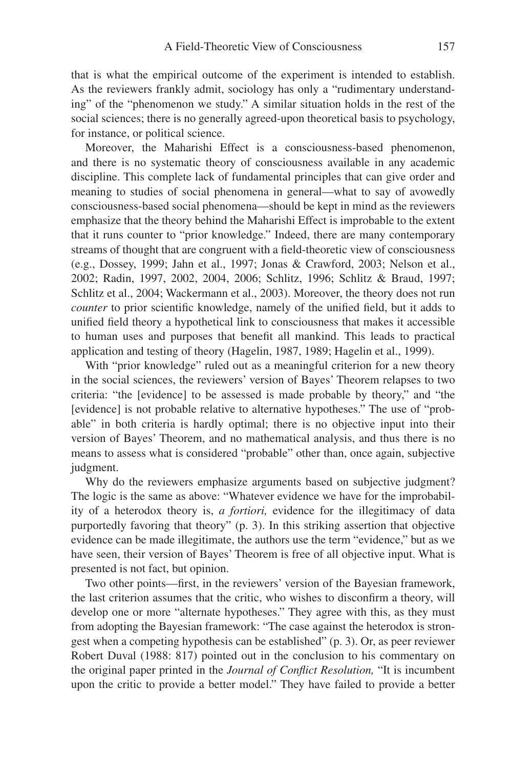that is what the empirical outcome of the experiment is intended to establish. As the reviewers frankly admit, sociology has only a "rudimentary understanding" of the "phenomenon we study." A similar situation holds in the rest of the social sciences; there is no generally agreed-upon theoretical basis to psychology, for instance, or political science.

Moreover, the Maharishi Effect is a consciousness-based phenomenon, and there is no systematic theory of consciousness available in any academic discipline. This complete lack of fundamental principles that can give order and meaning to studies of social phenomena in general—what to say of avowedly consciousness-based social phenomena—should be kept in mind as the reviewers emphasize that the theory behind the Maharishi Effect is improbable to the extent that it runs counter to "prior knowledge." Indeed, there are many contemporary streams of thought that are congruent with a field-theoretic view of consciousness (e.g., Dossey, 1999; Jahn et al., 1997; Jonas & Crawford, 2003; Nelson et al., 2002; Radin, 1997, 2002, 2004, 2006; Schlitz, 1996; Schlitz & Braud, 1997; Schlitz et al., 2004; Wackermann et al., 2003). Moreover, the theory does not run *counter* to prior scientific knowledge, namely of the unified field, but it adds to unified field theory a hypothetical link to consciousness that makes it accessible to human uses and purposes that benefit all mankind. This leads to practical application and testing of theory (Hagelin, 1987, 1989; Hagelin et al., 1999).

With "prior knowledge" ruled out as a meaningful criterion for a new theory in the social sciences, the reviewers' version of Bayes' Theorem relapses to two criteria: "the [evidence] to be assessed is made probable by theory," and "the [evidence] is not probable relative to alternative hypotheses." The use of "probable" in both criteria is hardly optimal; there is no objective input into their version of Bayes' Theorem, and no mathematical analysis, and thus there is no means to assess what is considered "probable" other than, once again, subjective judgment.

Why do the reviewers emphasize arguments based on subjective judgment? The logic is the same as above: "Whatever evidence we have for the improbability of a heterodox theory is, *a fortiori,* evidence for the illegitimacy of data purportedly favoring that theory" (p. 3). In this striking assertion that objective evidence can be made illegitimate, the authors use the term "evidence," but as we have seen, their version of Bayes' Theorem is free of all objective input. What is presented is not fact, but opinion.

Two other points—first, in the reviewers' version of the Bayesian framework, the last criterion assumes that the critic, who wishes to disconfirm a theory, will develop one or more "alternate hypotheses." They agree with this, as they must from adopting the Bayesian framework: "The case against the heterodox is strongest when a competing hypothesis can be established" (p. 3). Or, as peer reviewer Robert Duval (1988: 817) pointed out in the conclusion to his commentary on the original paper printed in the *Journal of Conflict Resolution,* "It is incumbent upon the critic to provide a better model." They have failed to provide a better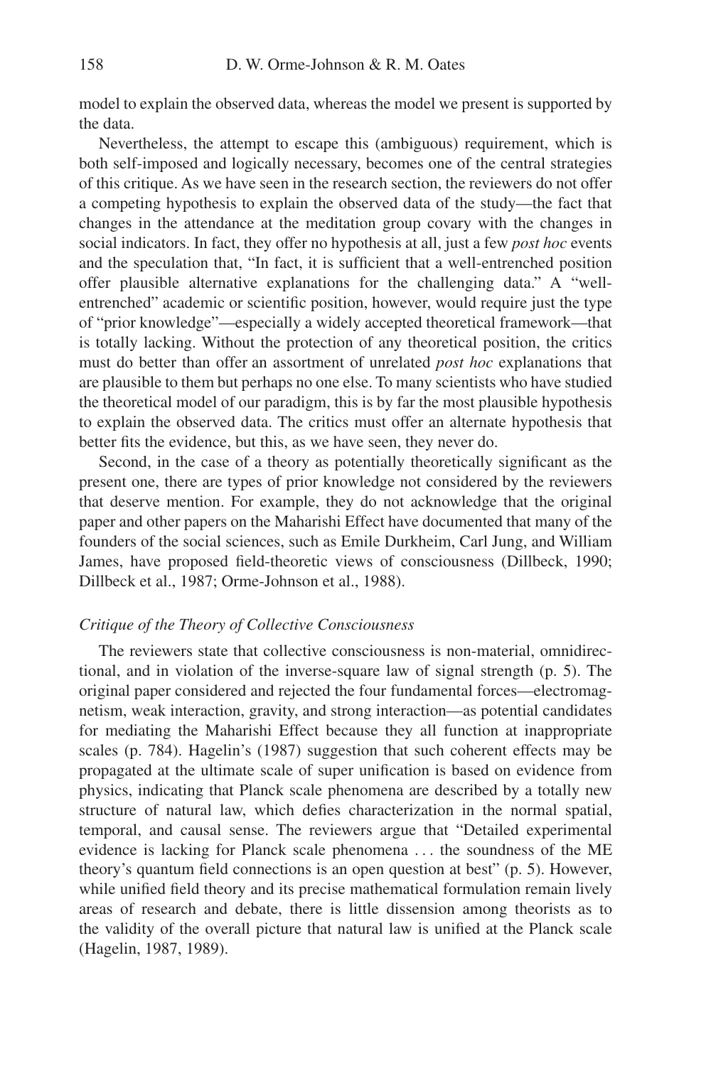model to explain the observed data, whereas the model we present is supported by the data.

Nevertheless, the attempt to escape this (ambiguous) requirement, which is both self-imposed and logically necessary, becomes one of the central strategies of this critique. As we have seen in the research section, the reviewers do not offer a competing hypothesis to explain the observed data of the study—the fact that changes in the attendance at the meditation group covary with the changes in social indicators. In fact, they offer no hypothesis at all, just a few *post hoc* events and the speculation that, "In fact, it is sufficient that a well-entrenched position offer plausible alternative explanations for the challenging data." A "well-entrenched" academic or scientific position, however, would require just the type of "prior knowledge"—especially a widely accepted theoretical framework—that is totally lacking. Without the protection of any theoretical position, the critics must do better than offer an assortment of unrelated *post hoc* explanations that are plausible to them but perhaps no one else. To many scientists who have studied the theoretical model of our paradigm, this is by far the most plausible hypothesis to explain the observed data. The critics must offer an alternate hypothesis that better fits the evidence, but this, as we have seen, they never do.

Second, in the case of a theory as potentially theoretically significant as the present one, there are types of prior knowledge not considered by the reviewers that deserve mention. For example, they do not acknowledge that the original paper and other papers on the Maharishi Effect have documented that many of the founders of the social sciences, such as Emile Durkheim, Carl Jung, and William James, have proposed field-theoretic views of consciousness (Dillbeck, 1990; Dillbeck et al., 1987; Orme-Johnson et al., 1988).

### *Critique of the Theory of Collective Consciousness*

The reviewers state that collective consciousness is non-material, omnidirectional, and in violation of the inverse-square law of signal strength (p. 5). The original paper considered and rejected the four fundamental forces—electromagnetism, weak interaction, gravity, and strong interaction—as potential candidates for mediating the Maharishi Effect because they all function at inappropriate scales (p. 784). Hagelin's (1987) suggestion that such coherent effects may be propagated at the ultimate scale of super unification is based on evidence from physics, indicating that Planck scale phenomena are described by a totally new structure of natural law, which defies characterization in the normal spatial, temporal, and causal sense. The reviewers argue that "Detailed experimental evidence is lacking for Planck scale phenomena . . . the soundness of the ME theory's quantum field connections is an open question at best" (p. 5). However, while unified field theory and its precise mathematical formulation remain lively areas of research and debate, there is little dissension among theorists as to the validity of the overall picture that natural law is unified at the Planck scale (Hagelin, 1987, 1989).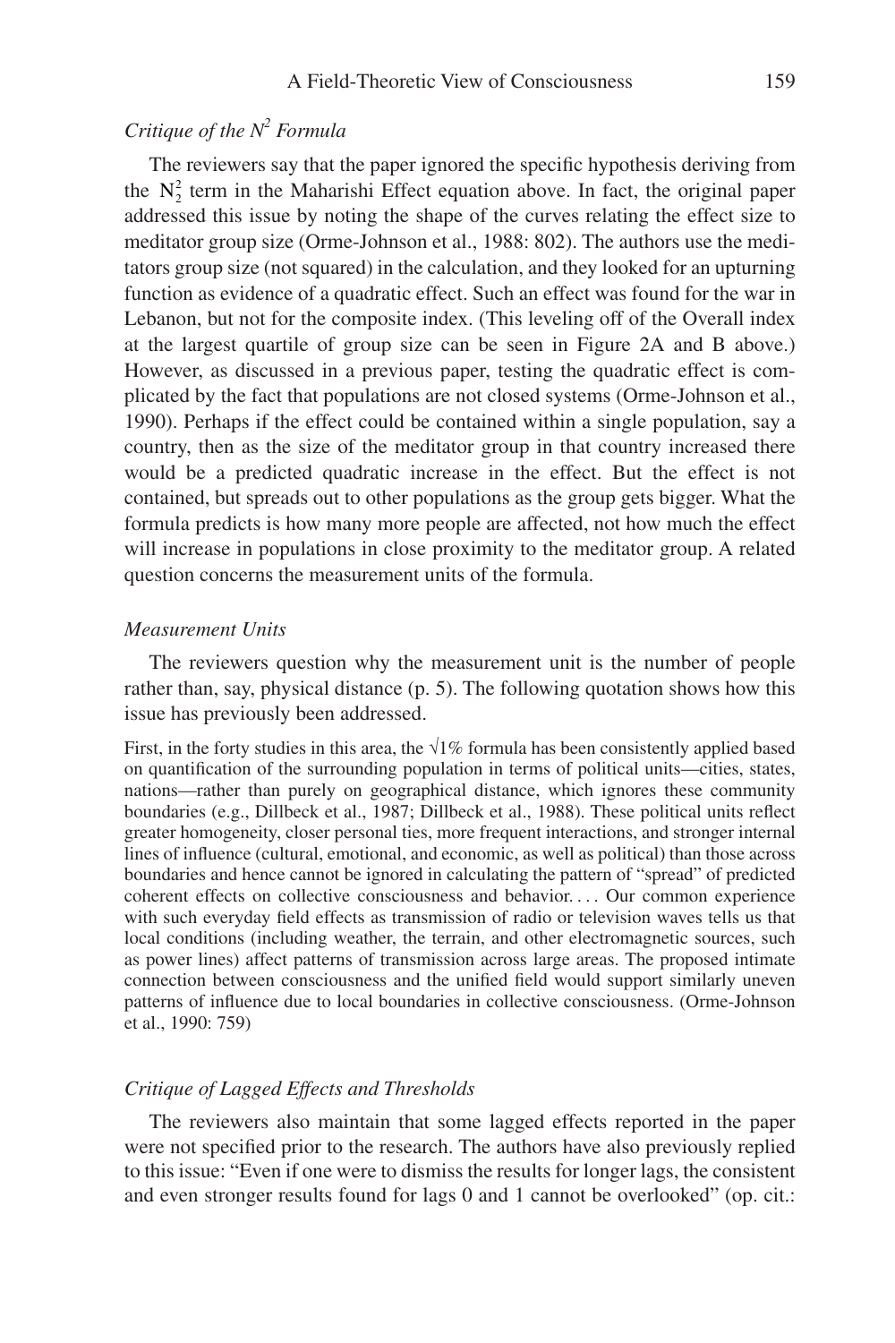### *Critique of the $N^2$ Formula*

The reviewers say that the paper ignored the specific hypothesis deriving from the $N_2^2$ term in the Maharishi Effect equation above. In fact, the original paper addressed this issue by noting the shape of the curves relating the effect size to meditator group size (Orme-Johnson et al., 1988: 802). The authors use the meditators group size (not squared) in the calculation, and they looked for an upturning function as evidence of a quadratic effect. Such an effect was found for the war in Lebanon, but not for the composite index. (This leveling off of the Overall index at the largest quartile of group size can be seen in Figure 2A and B above.) However, as discussed in a previous paper, testing the quadratic effect is complicated by the fact that populations are not closed systems (Orme-Johnson et al., 1990). Perhaps if the effect could be contained within a single population, say a country, then as the size of the meditator group in that country increased there would be a predicted quadratic increase in the effect. But the effect is not contained, but spreads out to other populations as the group gets bigger. What the formula predicts is how many more people are affected, not how much the effect will increase in populations in close proximity to the meditator group. A related question concerns the measurement units of the formula.

### *Measurement Units*

The reviewers question why the measurement unit is the number of people rather than, say, physical distance (p. 5). The following quotation shows how this issue has previously been addressed.

> First, in the forty studies in this area, the √1% formula has been consistently applied based on quantification of the surrounding population in terms of political units—cities, states, nations—rather than purely on geographical distance, which ignores these community boundaries (e.g., Dillbeck et al., 1987; Dillbeck et al., 1988). These political units reflect greater homogeneity, closer personal ties, more frequent interactions, and stronger internal lines of influence (cultural, emotional, and economic, as well as political) than those across boundaries and hence cannot be ignored in calculating the pattern of "spread" of predicted coherent effects on collective consciousness and behavior. . . . Our common experience with such everyday field effects as transmission of radio or television waves tells us that local conditions (including weather, the terrain, and other electromagnetic sources, such as power lines) affect patterns of transmission across large areas. The proposed intimate connection between consciousness and the unified field would support similarly uneven patterns of influence due to local boundaries in collective consciousness. (Orme-Johnson et al., 1990: 759)

### *Critique of Lagged Effects and Thresholds*

The reviewers also maintain that some lagged effects reported in the paper were not specified prior to the research. The authors have also previously replied to this issue: "Even if one were to dismiss the results for longer lags, the consistent and even stronger results found for lags 0 and 1 cannot be overlooked" (op. cit.: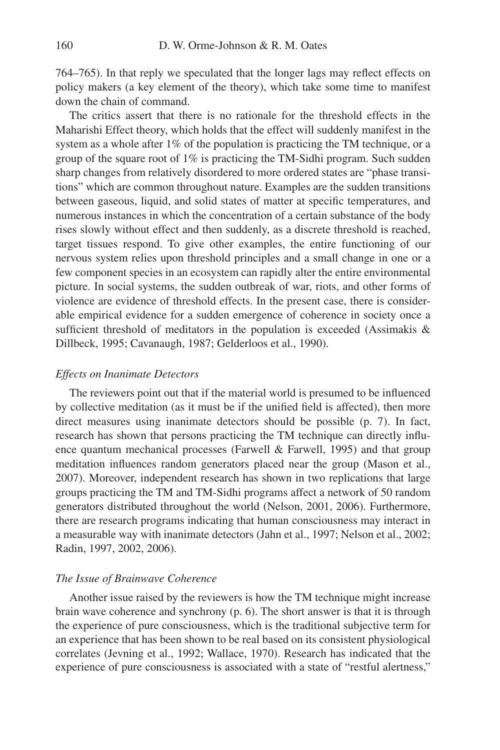764–765). In that reply we speculated that the longer lags may reflect effects on policy makers (a key element of the theory), which take some time to manifest down the chain of command.

The critics assert that there is no rationale for the threshold effects in the Maharishi Effect theory, which holds that the effect will suddenly manifest in the system as a whole after 1% of the population is practicing the TM technique, or a group of the square root of 1% is practicing the TM-Sidhi program. Such sudden sharp changes from relatively disordered to more ordered states are "phase transitions" which are common throughout nature. Examples are the sudden transitions between gaseous, liquid, and solid states of matter at specific temperatures, and numerous instances in which the concentration of a certain substance of the body rises slowly without effect and then suddenly, as a discrete threshold is reached, target tissues respond. To give other examples, the entire functioning of our nervous system relies upon threshold principles and a small change in one or a few component species in an ecosystem can rapidly alter the entire environmental picture. In social systems, the sudden outbreak of war, riots, and other forms of violence are evidence of threshold effects. In the present case, there is considerable empirical evidence for a sudden emergence of coherence in society once a sufficient threshold of meditators in the population is exceeded (Assimakis & Dillbeck, 1995; Cavanaugh, 1987; Gelderloos et al., 1990).

### *Effects on Inanimate Detectors*

The reviewers point out that if the material world is presumed to be influenced by collective meditation (as it must be if the unified field is affected), then more direct measures using inanimate detectors should be possible (p. 7). In fact, research has shown that persons practicing the TM technique can directly influence quantum mechanical processes (Farwell & Farwell, 1995) and that group meditation influences random generators placed near the group (Mason et al., 2007). Moreover, independent research has shown in two replications that large groups practicing the TM and TM-Sidhi programs affect a network of 50 random generators distributed throughout the world (Nelson, 2001, 2006). Furthermore, there are research programs indicating that human consciousness may interact in a measurable way with inanimate detectors (Jahn et al., 1997; Nelson et al., 2002; Radin, 1997, 2002, 2006).

### *The Issue of Brainwave Coherence*

Another issue raised by the reviewers is how the TM technique might increase brain wave coherence and synchrony (p. 6). The short answer is that it is through the experience of pure consciousness, which is the traditional subjective term for an experience that has been shown to be real based on its consistent physiological correlates (Jevning et al., 1992; Wallace, 1970). Research has indicated that the experience of pure consciousness is associated with a state of "restful alertness,"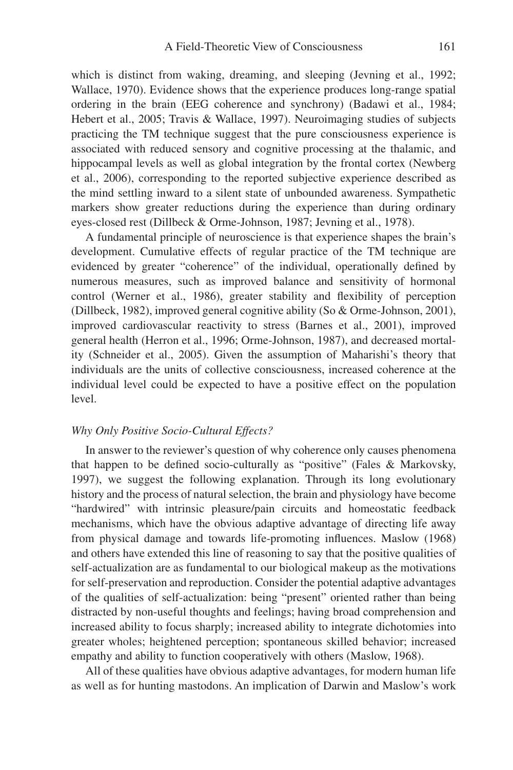which is distinct from waking, dreaming, and sleeping (Jevning et al., 1992; Wallace, 1970). Evidence shows that the experience produces long-range spatial ordering in the brain (EEG coherence and synchrony) (Badawi et al., 1984; Hebert et al., 2005; Travis & Wallace, 1997). Neuroimaging studies of subjects practicing the TM technique suggest that the pure consciousness experience is associated with reduced sensory and cognitive processing at the thalamic, and hippocampal levels as well as global integration by the frontal cortex (Newberg et al., 2006), corresponding to the reported subjective experience described as the mind settling inward to a silent state of unbounded awareness. Sympathetic markers show greater reductions during the experience than during ordinary eyes-closed rest (Dillbeck & Orme-Johnson, 1987; Jevning et al., 1978).

A fundamental principle of neuroscience is that experience shapes the brain's development. Cumulative effects of regular practice of the TM technique are evidenced by greater "coherence" of the individual, operationally defined by numerous measures, such as improved balance and sensitivity of hormonal control (Werner et al., 1986), greater stability and flexibility of perception (Dillbeck, 1982), improved general cognitive ability (So & Orme-Johnson, 2001), improved cardiovascular reactivity to stress (Barnes et al., 2001), improved general health (Herron et al., 1996; Orme-Johnson, 1987), and decreased mortality (Schneider et al., 2005). Given the assumption of Maharishi's theory that individuals are the units of collective consciousness, increased coherence at the individual level could be expected to have a positive effect on the population level.

### *Why Only Positive Socio-Cultural Effects?*

In answer to the reviewer's question of why coherence only causes phenomena that happen to be defined socio-culturally as "positive" (Fales & Markovsky, 1997), we suggest the following explanation. Through its long evolutionary history and the process of natural selection, the brain and physiology have become "hardwired" with intrinsic pleasure/pain circuits and homeostatic feedback mechanisms, which have the obvious adaptive advantage of directing life away from physical damage and towards life-promoting influences. Maslow (1968) and others have extended this line of reasoning to say that the positive qualities of self-actualization are as fundamental to our biological makeup as the motivations for self-preservation and reproduction. Consider the potential adaptive advantages of the qualities of self-actualization: being "present" oriented rather than being distracted by non-useful thoughts and feelings; having broad comprehension and increased ability to focus sharply; increased ability to integrate dichotomies into greater wholes; heightened perception; spontaneous skilled behavior; increased empathy and ability to function cooperatively with others (Maslow, 1968).

All of these qualities have obvious adaptive advantages, for modern human life as well as for hunting mastodons. An implication of Darwin and Maslow's work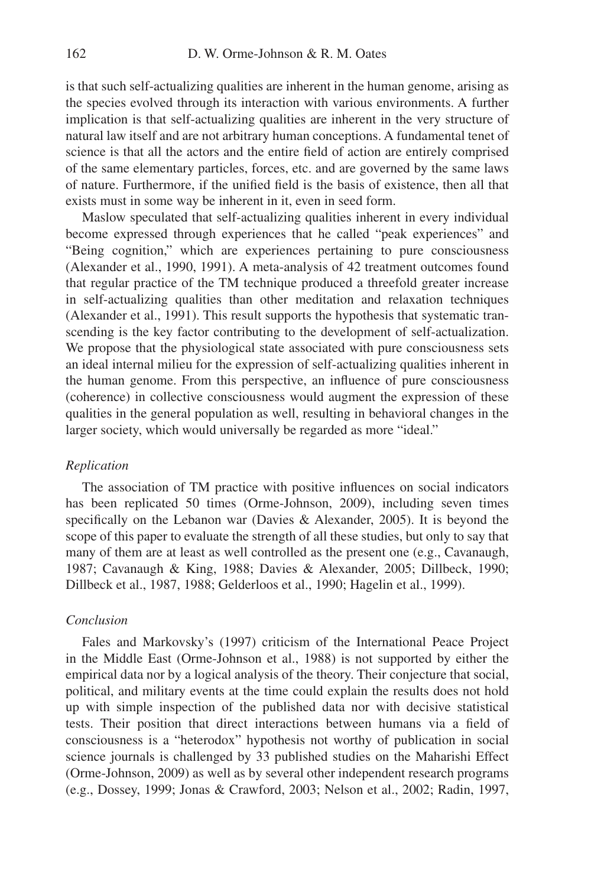is that such self-actualizing qualities are inherent in the human genome, arising as the species evolved through its interaction with various environments. A further implication is that self-actualizing qualities are inherent in the very structure of natural law itself and are not arbitrary human conceptions. A fundamental tenet of science is that all the actors and the entire field of action are entirely comprised of the same elementary particles, forces, etc. and are governed by the same laws of nature. Furthermore, if the unified field is the basis of existence, then all that exists must in some way be inherent in it, even in seed form.

Maslow speculated that self-actualizing qualities inherent in every individual become expressed through experiences that he called "peak experiences" and "Being cognition," which are experiences pertaining to pure consciousness (Alexander et al., 1990, 1991). A meta-analysis of 42 treatment outcomes found that regular practice of the TM technique produced a threefold greater increase in self-actualizing qualities than other meditation and relaxation techniques (Alexander et al., 1991). This result supports the hypothesis that systematic transcending is the key factor contributing to the development of self-actualization. We propose that the physiological state associated with pure consciousness sets an ideal internal milieu for the expression of self-actualizing qualities inherent in the human genome. From this perspective, an influence of pure consciousness (coherence) in collective consciousness would augment the expression of these qualities in the general population as well, resulting in behavioral changes in the larger society, which would universally be regarded as more "ideal."

### *Replication*

The association of TM practice with positive influences on social indicators has been replicated 50 times (Orme-Johnson, 2009), including seven times specifically on the Lebanon war (Davies & Alexander, 2005). It is beyond the scope of this paper to evaluate the strength of all these studies, but only to say that many of them are at least as well controlled as the present one (e.g., Cavanaugh, 1987; Cavanaugh & King, 1988; Davies & Alexander, 2005; Dillbeck, 1990; Dillbeck et al., 1987, 1988; Gelderloos et al., 1990; Hagelin et al., 1999).

### *Conclusion*

Fales and Markovsky's (1997) criticism of the International Peace Project in the Middle East (Orme-Johnson et al., 1988) is not supported by either the empirical data nor by a logical analysis of the theory. Their conjecture that social, political, and military events at the time could explain the results does not hold up with simple inspection of the published data nor with decisive statistical tests. Their position that direct interactions between humans via a field of consciousness is a "heterodox" hypothesis not worthy of publication in social science journals is challenged by 33 published studies on the Maharishi Effect (Orme-Johnson, 2009) as well as by several other independent research programs (e.g., Dossey, 1999; Jonas & Crawford, 2003; Nelson et al., 2002; Radin, 1997,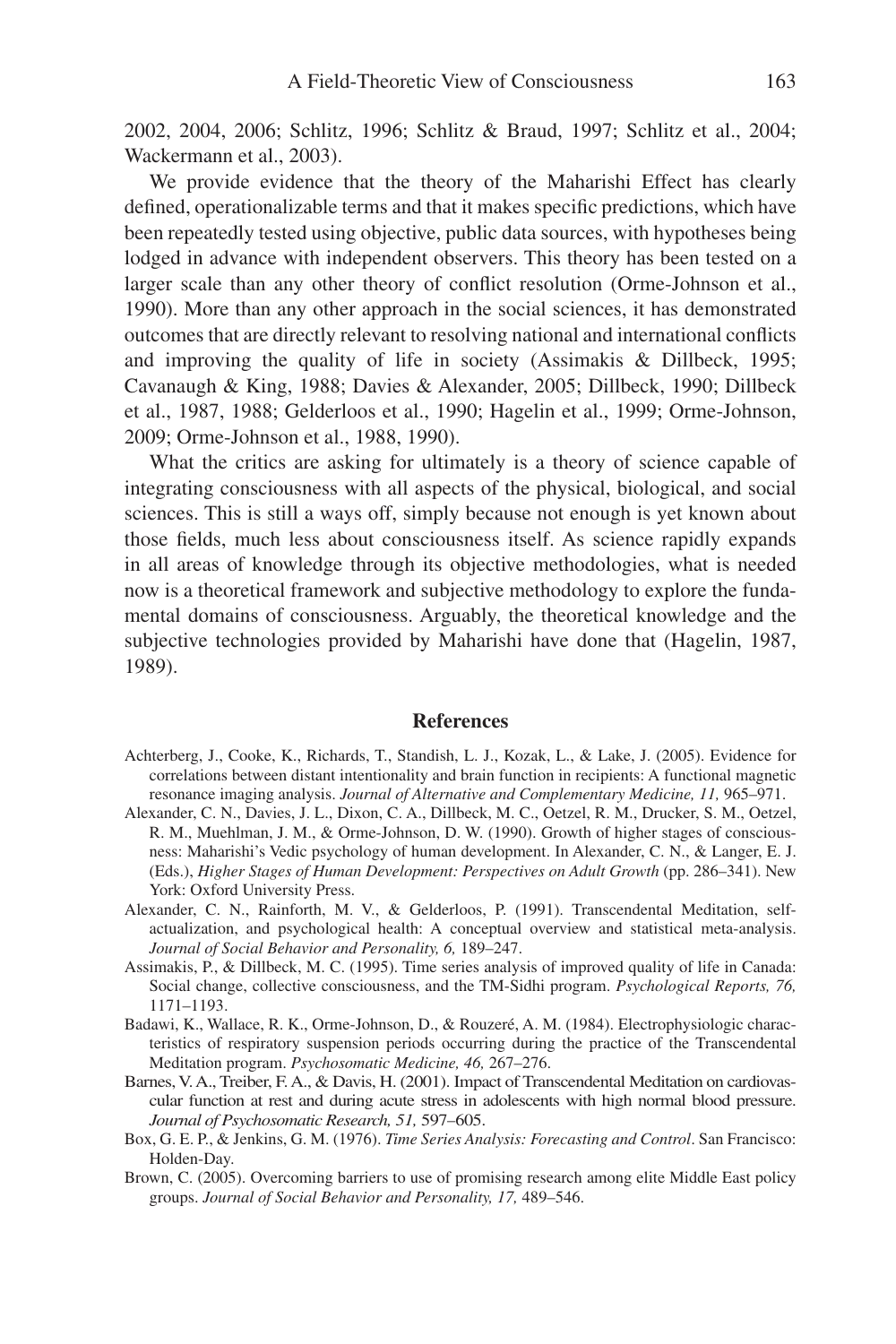2002, 2004, 2006; Schlitz, 1996; Schlitz & Braud, 1997; Schlitz et al., 2004; Wackermann et al., 2003).

We provide evidence that the theory of the Maharishi Effect has clearly defined, operationalizable terms and that it makes specific predictions, which have been repeatedly tested using objective, public data sources, with hypotheses being lodged in advance with independent observers. This theory has been tested on a larger scale than any other theory of conflict resolution (Orme-Johnson et al., 1990). More than any other approach in the social sciences, it has demonstrated outcomes that are directly relevant to resolving national and international conflicts and improving the quality of life in society (Assimakis & Dillbeck, 1995; Cavanaugh & King, 1988; Davies & Alexander, 2005; Dillbeck, 1990; Dillbeck et al., 1987, 1988; Gelderloos et al., 1990; Hagelin et al., 1999; Orme-Johnson, 2009; Orme-Johnson et al., 1988, 1990).

What the critics are asking for ultimately is a theory of science capable of integrating consciousness with all aspects of the physical, biological, and social sciences. This is still a ways off, simply because not enough is yet known about those fields, much less about consciousness itself. As science rapidly expands in all areas of knowledge through its objective methodologies, what is needed now is a theoretical framework and subjective methodology to explore the fundamental domains of consciousness. Arguably, the theoretical knowledge and the subjective technologies provided by Maharishi have done that (Hagelin, 1987, 1989).

## References

Achterberg, J., Cooke, K., Richards, T., Standish, L. J., Kozak, L., & Lake, J. (2005). Evidence for correlations between distant intentionality and brain function in recipients: A functional magnetic resonance imaging analysis. *Journal of Alternative and Complementary Medicine, 11,* 965–971.

Alexander, C. N., Davies, J. L., Dixon, C. A., Dillbeck, M. C., Oetzel, R. M., Drucker, S. M., Oetzel, R. M., Muehlman, J. M., & Orme-Johnson, D. W. (1990). Growth of higher stages of consciousness: Maharishi's Vedic psychology of human development. In Alexander, C. N., & Langer, E. J. (Eds.), *Higher Stages of Human Development: Perspectives on Adult Growth* (pp. 286–341). New York: Oxford University Press.

Alexander, C. N., Rainforth, M. V., & Gelderloos, P. (1991). Transcendental Meditation, self-actualization, and psychological health: A conceptual overview and statistical meta-analysis. *Journal of Social Behavior and Personality, 6,* 189–247.

Assimakis, P., & Dillbeck, M. C. (1995). Time series analysis of improved quality of life in Canada: Social change, collective consciousness, and the TM-Sidhi program. *Psychological Reports, 76,* 1171–1193.

Badawi, K., Wallace, R. K., Orme-Johnson, D., & Rouzeré, A. M. (1984). Electrophysiologic characteristics of respiratory suspension periods occurring during the practice of the Transcendental Meditation program. *Psychosomatic Medicine, 46,* 267–276.

Barnes, V. A., Treiber, F. A., & Davis, H. (2001). Impact of Transcendental Meditation on cardiovascular function at rest and during acute stress in adolescents with high normal blood pressure. *Journal of Psychosomatic Research, 51,* 597–605.

Box, G. E. P., & Jenkins, G. M. (1976). *Time Series Analysis: Forecasting and Control*. San Francisco: Holden-Day.

Brown, C. (2005). Overcoming barriers to use of promising research among elite Middle East policy groups. *Journal of Social Behavior and Personality, 17,* 489–546.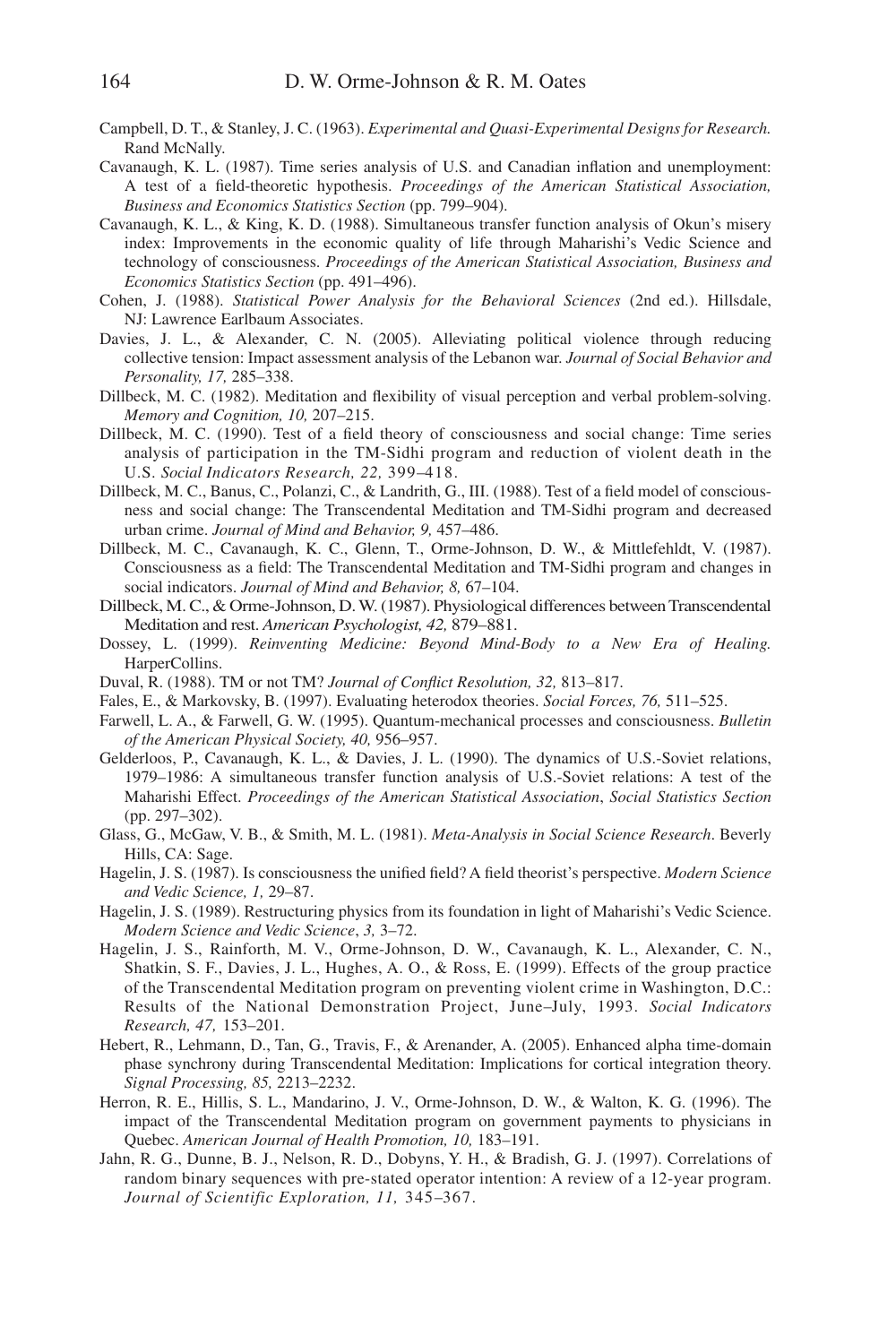Campbell, D. T., & Stanley, J. C. (1963). *Experimental and Quasi-Experimental Designs for Research.* Rand McNally.

Cavanaugh, K. L. (1987). Time series analysis of U.S. and Canadian inflation and unemployment: A test of a field-theoretic hypothesis. *Proceedings of the American Statistical Association, Business and Economics Statistics Section* (pp. 799–904).

Cavanaugh, K. L., & King, K. D. (1988). Simultaneous transfer function analysis of Okun's misery index: Improvements in the economic quality of life through Maharishi's Vedic Science and technology of consciousness. *Proceedings of the American Statistical Association, Business and Economics Statistics Section* (pp. 491–496).

Cohen, J. (1988). *Statistical Power Analysis for the Behavioral Sciences* (2nd ed.). Hillsdale, NJ: Lawrence Earlbaum Associates.

Davies, J. L., & Alexander, C. N. (2005). Alleviating political violence through reducing collective tension: Impact assessment analysis of the Lebanon war. *Journal of Social Behavior and Personality, 17,* 285–338.

Dillbeck, M. C. (1982). Meditation and flexibility of visual perception and verbal problem-solving. *Memory and Cognition, 10,* 207–215.

Dillbeck, M. C. (1990). Test of a field theory of consciousness and social change: Time series analysis of participation in the TM-Sidhi program and reduction of violent death in the U.S. *Social Indicators Research, 22,* 399–418.

Dillbeck, M. C., Banus, C., Polanzi, C., & Landrith, G., III. (1988). Test of a field model of consciousness and social change: The Transcendental Meditation and TM-Sidhi program and decreased urban crime. *Journal of Mind and Behavior, 9,* 457–486.

Dillbeck, M. C., Cavanaugh, K. C., Glenn, T., Orme-Johnson, D. W., & Mittlefehldt, V. (1987). Consciousness as a field: The Transcendental Meditation and TM-Sidhi program and changes in social indicators. *Journal of Mind and Behavior, 8,* 67–104.

Dillbeck, M. C., & Orme-Johnson, D. W. (1987). Physiological differences between Transcendental Meditation and rest. *American Psychologist, 42,* 879–881.

Dossey, L. (1999). *Reinventing Medicine: Beyond Mind-Body to a New Era of Healing.* HarperCollins.

Duval, R. (1988). TM or not TM? *Journal of Conflict Resolution, 32,* 813–817.

Fales, E., & Markovsky, B. (1997). Evaluating heterodox theories. *Social Forces, 76,* 511–525.

Farwell, L. A., & Farwell, G. W. (1995). Quantum-mechanical processes and consciousness. *Bulletin of the American Physical Society, 40,* 956–957.

Gelderloos, P., Cavanaugh, K. L., & Davies, J. L. (1990). The dynamics of U.S.-Soviet relations, 1979–1986: A simultaneous transfer function analysis of U.S.-Soviet relations: A test of the Maharishi Effect. *Proceedings of the American Statistical Association*, *Social Statistics Section* (pp. 297–302).

Glass, G., McGaw, V. B., & Smith, M. L. (1981). *Meta-Analysis in Social Science Research*. Beverly Hills, CA: Sage.

Hagelin, J. S. (1987). Is consciousness the unified field? A field theorist's perspective. *Modern Science and Vedic Science, 1,* 29–87.

Hagelin, J. S. (1989). Restructuring physics from its foundation in light of Maharishi's Vedic Science. *Modern Science and Vedic Science*, *3,* 3–72.

Hagelin, J. S., Rainforth, M. V., Orme-Johnson, D. W., Cavanaugh, K. L., Alexander, C. N., Shatkin, S. F., Davies, J. L., Hughes, A. O., & Ross, E. (1999). Effects of the group practice of the Transcendental Meditation program on preventing violent crime in Washington, D.C.: Results of the National Demonstration Project, June–July, 1993. *Social Indicators Research, 47,* 153–201.

Hebert, R., Lehmann, D., Tan, G., Travis, F., & Arenander, A. (2005). Enhanced alpha time-domain phase synchrony during Transcendental Meditation: Implications for cortical integration theory. *Signal Processing, 85,* 2213–2232.

Herron, R. E., Hillis, S. L., Mandarino, J. V., Orme-Johnson, D. W., & Walton, K. G. (1996). The impact of the Transcendental Meditation program on government payments to physicians in Quebec. *American Journal of Health Promotion, 10,* 183–191.

Jahn, R. G., Dunne, B. J., Nelson, R. D., Dobyns, Y. H., & Bradish, G. J. (1997). Correlations of random binary sequences with pre-stated operator intention: A review of a 12-year program. *Journal of Scientific Exploration, 11,* 345–367.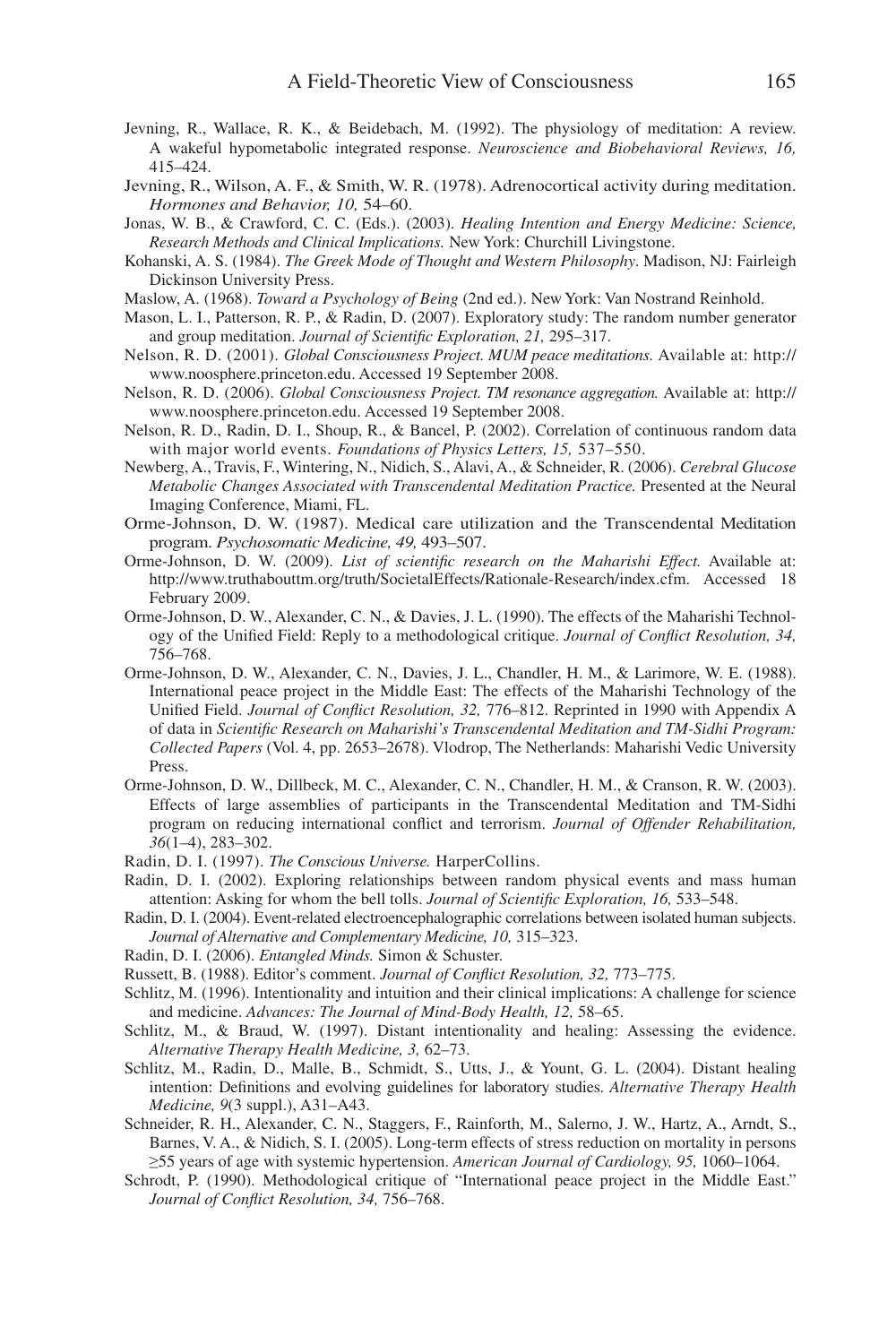Jevning, R., Wallace, R. K., & Beidebach, M. (1992). The physiology of meditation: A review. A wakeful hypometabolic integrated response. *Neuroscience and Biobehavioral Reviews, 16,* 415–424.

Jevning, R., Wilson, A. F., & Smith, W. R. (1978). Adrenocortical activity during meditation. *Hormones and Behavior, 10,* 54–60.

Jonas, W. B., & Crawford, C. C. (Eds.). (2003). *Healing Intention and Energy Medicine: Science, Research Methods and Clinical Implications.* New York: Churchill Livingstone.

Kohanski, A. S. (1984). *The Greek Mode of Thought and Western Philosophy*. Madison, NJ: Fairleigh Dickinson University Press.

Maslow, A. (1968). *Toward a Psychology of Being* (2nd ed.). New York: Van Nostrand Reinhold.

Mason, L. I., Patterson, R. P., & Radin, D. (2007). Exploratory study: The random number generator and group meditation. *Journal of Scientific Exploration, 21,* 295–317.

Nelson, R. D. (2001). *Global Consciousness Project. MUM peace meditations.* Available at: http://www.noosphere.princeton.edu. Accessed 19 September 2008.

Nelson, R. D. (2006). *Global Consciousness Project. TM resonance aggregation.* Available at: http://www.noosphere.princeton.edu. Accessed 19 September 2008.

Nelson, R. D., Radin, D. I., Shoup, R., & Bancel, P. (2002). Correlation of continuous random data with major world events. *Foundations of Physics Letters, 15,* 537–550.

Newberg, A., Travis, F., Wintering, N., Nidich, S., Alavi, A., & Schneider, R. (2006). *Cerebral Glucose Metabolic Changes Associated with Transcendental Meditation Practice.* Presented at the Neural Imaging Conference, Miami, FL.

Orme-Johnson, D. W. (1987). Medical care utilization and the Transcendental Meditation program. *Psychosomatic Medicine, 49,* 493–507.

Orme-Johnson, D. W. (2009). *List of scientific research on the Maharishi Effect.* Available at: http://www.truthabouttm.org/truth/SocietalEffects/Rationale-Research/index.cfm. Accessed 18 February 2009.

Orme-Johnson, D. W., Alexander, C. N., & Davies, J. L. (1990). The effects of the Maharishi Technology of the Unified Field: Reply to a methodological critique. *Journal of Conflict Resolution, 34,* 756–768.

Orme-Johnson, D. W., Alexander, C. N., Davies, J. L., Chandler, H. M., & Larimore, W. E. (1988). International peace project in the Middle East: The effects of the Maharishi Technology of the Unified Field. *Journal of Conflict Resolution, 32,* 776–812. Reprinted in 1990 with Appendix A of data in *Scientific Research on Maharishi's Transcendental Meditation and TM-Sidhi Program: Collected Papers* (Vol. 4, pp. 2653–2678). Vlodrop, The Netherlands: Maharishi Vedic University Press.

Orme-Johnson, D. W., Dillbeck, M. C., Alexander, C. N., Chandler, H. M., & Cranson, R. W. (2003). Effects of large assemblies of participants in the Transcendental Meditation and TM-Sidhi program on reducing international conflict and terrorism. *Journal of Offender Rehabilitation, 36*(1–4), 283–302.

Radin, D. I. (1997). *The Conscious Universe.* HarperCollins.

Radin, D. I. (2002). Exploring relationships between random physical events and mass human attention: Asking for whom the bell tolls. *Journal of Scientific Exploration, 16,* 533–548.

Radin, D. I. (2004). Event-related electroencephalographic correlations between isolated human subjects. *Journal of Alternative and Complementary Medicine, 10,* 315–323.

Radin, D. I. (2006). *Entangled Minds.* Simon & Schuster.

Russett, B. (1988). Editor's comment. *Journal of Conflict Resolution, 32,* 773–775.

Schlitz, M. (1996). Intentionality and intuition and their clinical implications: A challenge for science and medicine. *Advances: The Journal of Mind-Body Health, 12,* 58–65.

Schlitz, M., & Braud, W. (1997). Distant intentionality and healing: Assessing the evidence. *Alternative Therapy Health Medicine, 3,* 62–73.

Schlitz, M., Radin, D., Malle, B., Schmidt, S., Utts, J., & Yount, G. L. (2004). Distant healing intention: Definitions and evolving guidelines for laboratory studies. *Alternative Therapy Health Medicine, 9*(3 suppl.), A31–A43.

Schneider, R. H., Alexander, C. N., Staggers, F., Rainforth, M., Salerno, J. W., Hartz, A., Arndt, S., Barnes, V. A., & Nidich, S. I. (2005). Long-term effects of stress reduction on mortality in persons ≥55 years of age with systemic hypertension. *American Journal of Cardiology, 95,* 1060–1064.

Schrodt, P. (1990). Methodological critique of "International peace project in the Middle East." *Journal of Conflict Resolution, 34,* 756–768.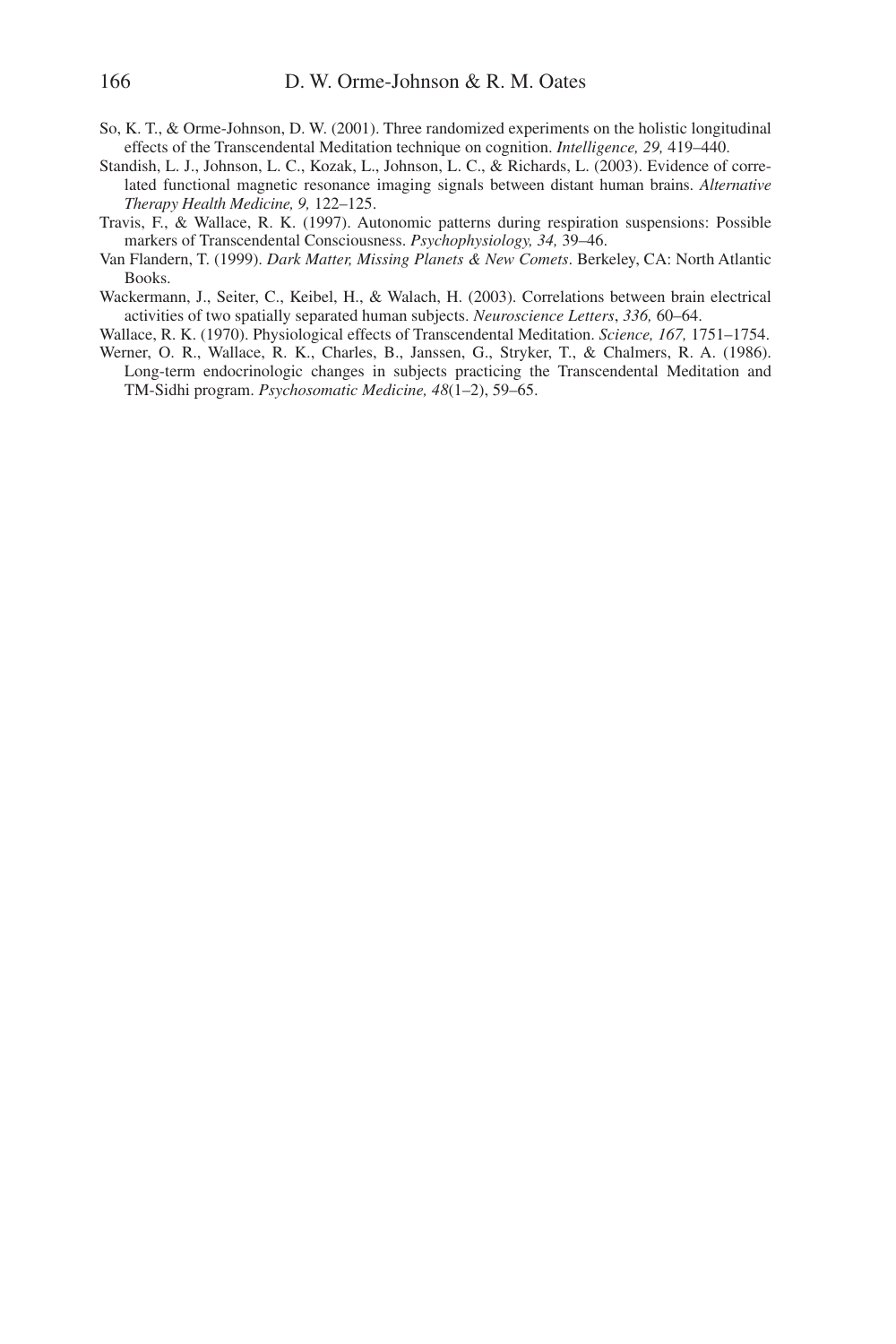So, K. T., & Orme-Johnson, D. W. (2001). Three randomized experiments on the holistic longitudinal effects of the Transcendental Meditation technique on cognition. *Intelligence, 29,* 419–440.

Standish, L. J., Johnson, L. C., Kozak, L., Johnson, L. C., & Richards, L. (2003). Evidence of correlated functional magnetic resonance imaging signals between distant human brains. *Alternative Therapy Health Medicine, 9,* 122–125.

Travis, F., & Wallace, R. K. (1997). Autonomic patterns during respiration suspensions: Possible markers of Transcendental Consciousness. *Psychophysiology, 34,* 39–46.

Van Flandern, T. (1999). *Dark Matter, Missing Planets & New Comets*. Berkeley, CA: North Atlantic Books.

Wackermann, J., Seiter, C., Keibel, H., & Walach, H. (2003). Correlations between brain electrical activities of two spatially separated human subjects. *Neuroscience Letters*, *336,* 60–64.

Wallace, R. K. (1970). Physiological effects of Transcendental Meditation. *Science, 167,* 1751–1754.

Werner, O. R., Wallace, R. K., Charles, B., Janssen, G., Stryker, T., & Chalmers, R. A. (1986). Long-term endocrinologic changes in subjects practicing the Transcendental Meditation and TM-Sidhi program. *Psychosomatic Medicine, 48*(1–2), 59–65.